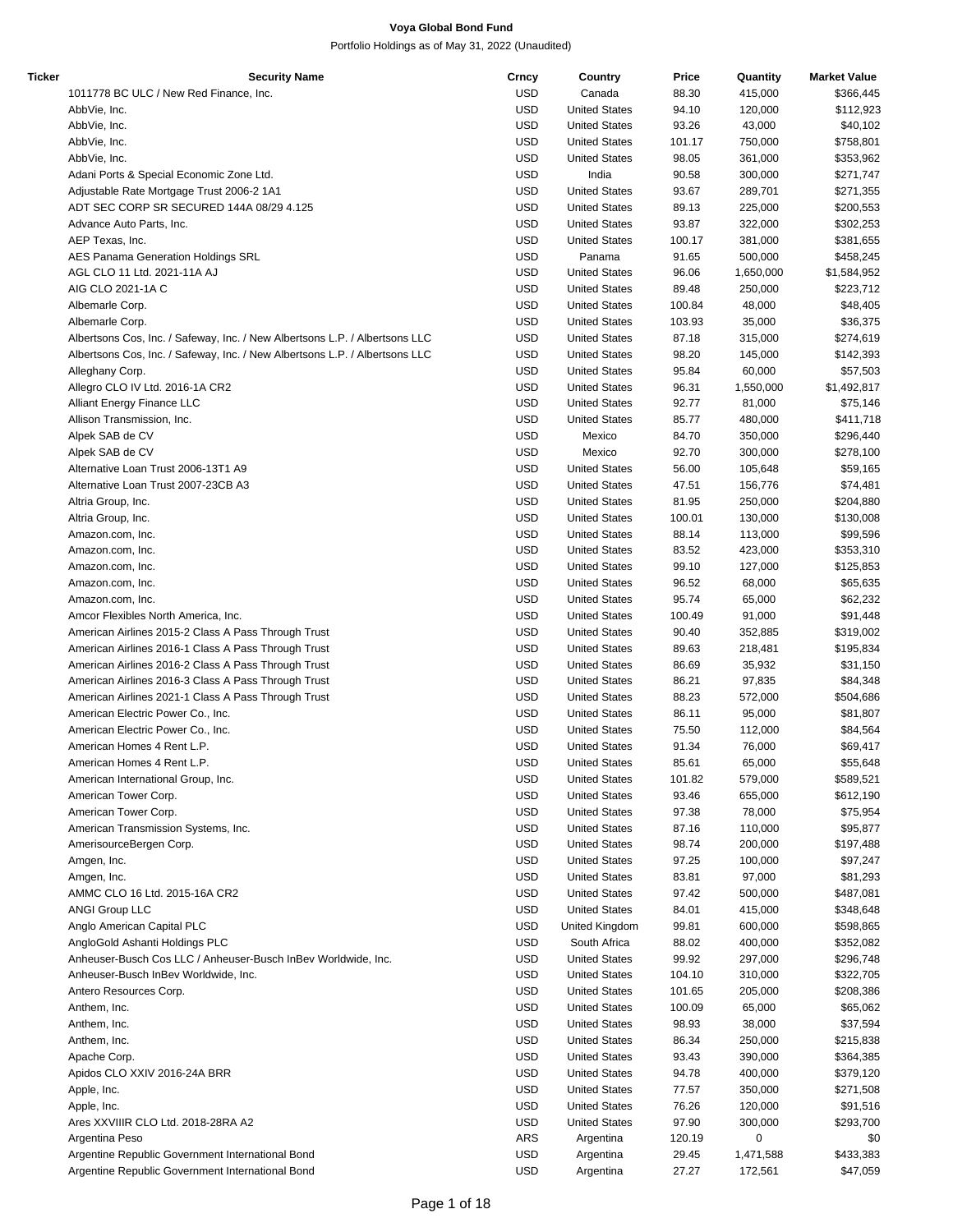# Voya Global Bond Fund

Portfolio Holdings as of May 31, 2022 (Unaudited)

| Ticker | Security Name | Crncy | Country | Price | Quantity | Market Value |
|---|---|---|---|---|---|---|
| | 1011778 BC ULC / New Red Finance, Inc. | USD | Canada | 88.30 | 415,000 | $366,445 |
| | AbbVie, Inc. | USD | United States | 94.10 | 120,000 | $112,923 |
| | AbbVie, Inc. | USD | United States | 93.26 | 43,000 | $40,102 |
| | AbbVie, Inc. | USD | United States | 101.17 | 750,000 | $758,801 |
| | AbbVie, Inc. | USD | United States | 98.05 | 361,000 | $353,962 |
| | Adani Ports & Special Economic Zone Ltd. | USD | India | 90.58 | 300,000 | $271,747 |
| | Adjustable Rate Mortgage Trust 2006-2 1A1 | USD | United States | 93.67 | 289,701 | $271,355 |
| | ADT SEC CORP SR SECURED 144A 08/29 4.125 | USD | United States | 89.13 | 225,000 | $200,553 |
| | Advance Auto Parts, Inc. | USD | United States | 93.87 | 322,000 | $302,253 |
| | AEP Texas, Inc. | USD | United States | 100.17 | 381,000 | $381,655 |
| | AES Panama Generation Holdings SRL | USD | Panama | 91.65 | 500,000 | $458,245 |
| | AGL CLO 11 Ltd. 2021-11A AJ | USD | United States | 96.06 | 1,650,000 | $1,584,952 |
| | AIG CLO 2021-1A C | USD | United States | 89.48 | 250,000 | $223,712 |
| | Albemarle Corp. | USD | United States | 100.84 | 48,000 | $48,405 |
| | Albemarle Corp. | USD | United States | 103.93 | 35,000 | $36,375 |
| | Albertsons Cos, Inc. / Safeway, Inc. / New Albertsons L.P. / Albertsons LLC | USD | United States | 87.18 | 315,000 | $274,619 |
| | Albertsons Cos, Inc. / Safeway, Inc. / New Albertsons L.P. / Albertsons LLC | USD | United States | 98.20 | 145,000 | $142,393 |
| | Alleghany Corp. | USD | United States | 95.84 | 60,000 | $57,503 |
| | Allegro CLO IV Ltd. 2016-1A CR2 | USD | United States | 96.31 | 1,550,000 | $1,492,817 |
| | Alliant Energy Finance LLC | USD | United States | 92.77 | 81,000 | $75,146 |
| | Allison Transmission, Inc. | USD | United States | 85.77 | 480,000 | $411,718 |
| | Alpek SAB de CV | USD | Mexico | 84.70 | 350,000 | $296,440 |
| | Alpek SAB de CV | USD | Mexico | 92.70 | 300,000 | $278,100 |
| | Alternative Loan Trust 2006-13T1 A9 | USD | United States | 56.00 | 105,648 | $59,165 |
| | Alternative Loan Trust 2007-23CB A3 | USD | United States | 47.51 | 156,776 | $74,481 |
| | Altria Group, Inc. | USD | United States | 81.95 | 250,000 | $204,880 |
| | Altria Group, Inc. | USD | United States | 100.01 | 130,000 | $130,008 |
| | Amazon.com, Inc. | USD | United States | 88.14 | 113,000 | $99,596 |
| | Amazon.com, Inc. | USD | United States | 83.52 | 423,000 | $353,310 |
| | Amazon.com, Inc. | USD | United States | 99.10 | 127,000 | $125,853 |
| | Amazon.com, Inc. | USD | United States | 96.52 | 68,000 | $65,635 |
| | Amazon.com, Inc. | USD | United States | 95.74 | 65,000 | $62,232 |
| | Amcor Flexibles North America, Inc. | USD | United States | 100.49 | 91,000 | $91,448 |
| | American Airlines 2015-2 Class A Pass Through Trust | USD | United States | 90.40 | 352,885 | $319,002 |
| | American Airlines 2016-1 Class A Pass Through Trust | USD | United States | 89.63 | 218,481 | $195,834 |
| | American Airlines 2016-2 Class A Pass Through Trust | USD | United States | 86.69 | 35,932 | $31,150 |
| | American Airlines 2016-3 Class A Pass Through Trust | USD | United States | 86.21 | 97,835 | $84,348 |
| | American Airlines 2021-1 Class A Pass Through Trust | USD | United States | 88.23 | 572,000 | $504,686 |
| | American Electric Power Co., Inc. | USD | United States | 86.11 | 95,000 | $81,807 |
| | American Electric Power Co., Inc. | USD | United States | 75.50 | 112,000 | $84,564 |
| | American Homes 4 Rent L.P. | USD | United States | 91.34 | 76,000 | $69,417 |
| | American Homes 4 Rent L.P. | USD | United States | 85.61 | 65,000 | $55,648 |
| | American International Group, Inc. | USD | United States | 101.82 | 579,000 | $589,521 |
| | American Tower Corp. | USD | United States | 93.46 | 655,000 | $612,190 |
| | American Tower Corp. | USD | United States | 97.38 | 78,000 | $75,954 |
| | American Transmission Systems, Inc. | USD | United States | 87.16 | 110,000 | $95,877 |
| | AmerisourceBergen Corp. | USD | United States | 98.74 | 200,000 | $197,488 |
| | Amgen, Inc. | USD | United States | 97.25 | 100,000 | $97,247 |
| | Amgen, Inc. | USD | United States | 83.81 | 97,000 | $81,293 |
| | AMMC CLO 16 Ltd. 2015-16A CR2 | USD | United States | 97.42 | 500,000 | $487,081 |
| | ANGI Group LLC | USD | United States | 84.01 | 415,000 | $348,648 |
| | Anglo American Capital PLC | USD | United Kingdom | 99.81 | 600,000 | $598,865 |
| | AngloGold Ashanti Holdings PLC | USD | South Africa | 88.02 | 400,000 | $352,082 |
| | Anheuser-Busch Cos LLC / Anheuser-Busch InBev Worldwide, Inc. | USD | United States | 99.92 | 297,000 | $296,748 |
| | Anheuser-Busch InBev Worldwide, Inc. | USD | United States | 104.10 | 310,000 | $322,705 |
| | Antero Resources Corp. | USD | United States | 101.65 | 205,000 | $208,386 |
| | Anthem, Inc. | USD | United States | 100.09 | 65,000 | $65,062 |
| | Anthem, Inc. | USD | United States | 98.93 | 38,000 | $37,594 |
| | Anthem, Inc. | USD | United States | 86.34 | 250,000 | $215,838 |
| | Apache Corp. | USD | United States | 93.43 | 390,000 | $364,385 |
| | Apidos CLO XXIV 2016-24A BRR | USD | United States | 94.78 | 400,000 | $379,120 |
| | Apple, Inc. | USD | United States | 77.57 | 350,000 | $271,508 |
| | Apple, Inc. | USD | United States | 76.26 | 120,000 | $91,516 |
| | Ares XXVIIIR CLO Ltd. 2018-28RA A2 | USD | United States | 97.90 | 300,000 | $293,700 |
| | Argentina Peso | ARS | Argentina | 120.19 | 0 | $0 |
| | Argentine Republic Government International Bond | USD | Argentina | 29.45 | 1,471,588 | $433,383 |
| | Argentine Republic Government International Bond | USD | Argentina | 27.27 | 172,561 | $47,059 |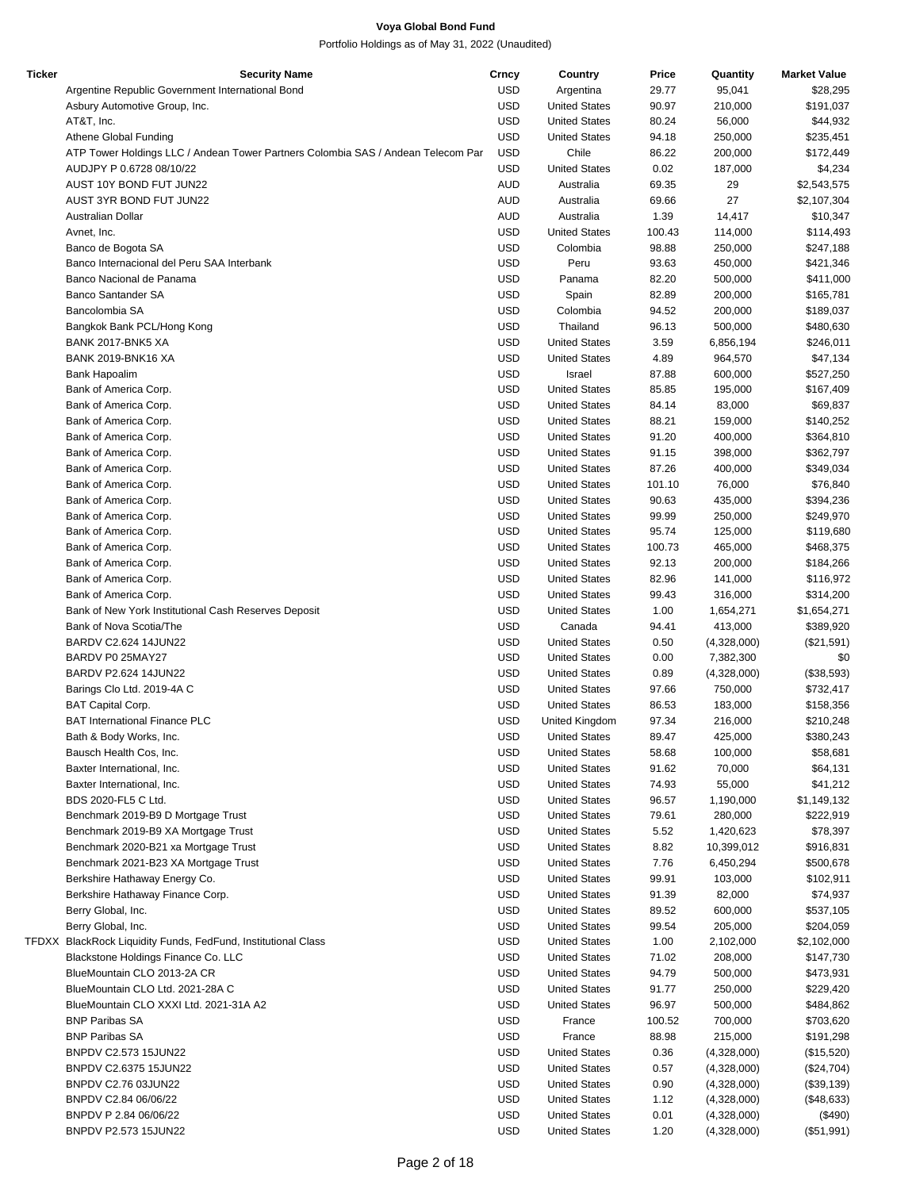# Voya Global Bond Fund

Portfolio Holdings as of May 31, 2022 (Unaudited)

| Ticker | Security Name | Crncy | Country | Price | Quantity | Market Value |
|---|---|---|---|---|---|---|
| | Argentine Republic Government International Bond | USD | Argentina | 29.77 | 95,041 | $28,295 |
| | Asbury Automotive Group, Inc. | USD | United States | 90.97 | 210,000 | $191,037 |
| | AT&T, Inc. | USD | United States | 80.24 | 56,000 | $44,932 |
| | Athene Global Funding | USD | United States | 94.18 | 250,000 | $235,451 |
| | ATP Tower Holdings LLC / Andean Tower Partners Colombia SAS / Andean Telecom Par | USD | Chile | 86.22 | 200,000 | $172,449 |
| | AUDJPY P 0.6728 08/10/22 | USD | United States | 0.02 | 187,000 | $4,234 |
| | AUST 10Y BOND FUT JUN22 | AUD | Australia | 69.35 | 29 | $2,543,575 |
| | AUST 3YR BOND FUT JUN22 | AUD | Australia | 69.66 | 27 | $2,107,304 |
| | Australian Dollar | AUD | Australia | 1.39 | 14,417 | $10,347 |
| | Avnet, Inc. | USD | United States | 100.43 | 114,000 | $114,493 |
| | Banco de Bogota SA | USD | Colombia | 98.88 | 250,000 | $247,188 |
| | Banco Internacional del Peru SAA Interbank | USD | Peru | 93.63 | 450,000 | $421,346 |
| | Banco Nacional de Panama | USD | Panama | 82.20 | 500,000 | $411,000 |
| | Banco Santander SA | USD | Spain | 82.89 | 200,000 | $165,781 |
| | Bancolombia SA | USD | Colombia | 94.52 | 200,000 | $189,037 |
| | Bangkok Bank PCL/Hong Kong | USD | Thailand | 96.13 | 500,000 | $480,630 |
| | BANK 2017-BNK5 XA | USD | United States | 3.59 | 6,856,194 | $246,011 |
| | BANK 2019-BNK16 XA | USD | United States | 4.89 | 964,570 | $47,134 |
| | Bank Hapoalim | USD | Israel | 87.88 | 600,000 | $527,250 |
| | Bank of America Corp. | USD | United States | 85.85 | 195,000 | $167,409 |
| | Bank of America Corp. | USD | United States | 84.14 | 83,000 | $69,837 |
| | Bank of America Corp. | USD | United States | 88.21 | 159,000 | $140,252 |
| | Bank of America Corp. | USD | United States | 91.20 | 400,000 | $364,810 |
| | Bank of America Corp. | USD | United States | 91.15 | 398,000 | $362,797 |
| | Bank of America Corp. | USD | United States | 87.26 | 400,000 | $349,034 |
| | Bank of America Corp. | USD | United States | 101.10 | 76,000 | $76,840 |
| | Bank of America Corp. | USD | United States | 90.63 | 435,000 | $394,236 |
| | Bank of America Corp. | USD | United States | 99.99 | 250,000 | $249,970 |
| | Bank of America Corp. | USD | United States | 95.74 | 125,000 | $119,680 |
| | Bank of America Corp. | USD | United States | 100.73 | 465,000 | $468,375 |
| | Bank of America Corp. | USD | United States | 92.13 | 200,000 | $184,266 |
| | Bank of America Corp. | USD | United States | 82.96 | 141,000 | $116,972 |
| | Bank of America Corp. | USD | United States | 99.43 | 316,000 | $314,200 |
| | Bank of New York Institutional Cash Reserves Deposit | USD | United States | 1.00 | 1,654,271 | $1,654,271 |
| | Bank of Nova Scotia/The | USD | Canada | 94.41 | 413,000 | $389,920 |
| | BARDV C2.624 14JUN22 | USD | United States | 0.50 | (4,328,000) | ($21,591) |
| | BARDV P0 25MAY27 | USD | United States | 0.00 | 7,382,300 | $0 |
| | BARDV P2.624 14JUN22 | USD | United States | 0.89 | (4,328,000) | ($38,593) |
| | Barings Clo Ltd. 2019-4A C | USD | United States | 97.66 | 750,000 | $732,417 |
| | BAT Capital Corp. | USD | United States | 86.53 | 183,000 | $158,356 |
| | BAT International Finance PLC | USD | United Kingdom | 97.34 | 216,000 | $210,248 |
| | Bath & Body Works, Inc. | USD | United States | 89.47 | 425,000 | $380,243 |
| | Bausch Health Cos, Inc. | USD | United States | 58.68 | 100,000 | $58,681 |
| | Baxter International, Inc. | USD | United States | 91.62 | 70,000 | $64,131 |
| | Baxter International, Inc. | USD | United States | 74.93 | 55,000 | $41,212 |
| | BDS 2020-FL5 C Ltd. | USD | United States | 96.57 | 1,190,000 | $1,149,132 |
| | Benchmark 2019-B9 D Mortgage Trust | USD | United States | 79.61 | 280,000 | $222,919 |
| | Benchmark 2019-B9 XA Mortgage Trust | USD | United States | 5.52 | 1,420,623 | $78,397 |
| | Benchmark 2020-B21 xa Mortgage Trust | USD | United States | 8.82 | 10,399,012 | $916,831 |
| | Benchmark 2021-B23 XA Mortgage Trust | USD | United States | 7.76 | 6,450,294 | $500,678 |
| | Berkshire Hathaway Energy Co. | USD | United States | 99.91 | 103,000 | $102,911 |
| | Berkshire Hathaway Finance Corp. | USD | United States | 91.39 | 82,000 | $74,937 |
| | Berry Global, Inc. | USD | United States | 89.52 | 600,000 | $537,105 |
| | Berry Global, Inc. | USD | United States | 99.54 | 205,000 | $204,059 |
| TFDXX | BlackRock Liquidity Funds, FedFund, Institutional Class | USD | United States | 1.00 | 2,102,000 | $2,102,000 |
| | Blackstone Holdings Finance Co. LLC | USD | United States | 71.02 | 208,000 | $147,730 |
| | BlueMountain CLO 2013-2A CR | USD | United States | 94.79 | 500,000 | $473,931 |
| | BlueMountain CLO Ltd. 2021-28A C | USD | United States | 91.77 | 250,000 | $229,420 |
| | BlueMountain CLO XXXI Ltd. 2021-31A A2 | USD | United States | 96.97 | 500,000 | $484,862 |
| | BNP Paribas SA | USD | France | 100.52 | 700,000 | $703,620 |
| | BNP Paribas SA | USD | France | 88.98 | 215,000 | $191,298 |
| | BNPDV C2.573 15JUN22 | USD | United States | 0.36 | (4,328,000) | ($15,520) |
| | BNPDV C2.6375 15JUN22 | USD | United States | 0.57 | (4,328,000) | ($24,704) |
| | BNPDV C2.76 03JUN22 | USD | United States | 0.90 | (4,328,000) | ($39,139) |
| | BNPDV C2.84 06/06/22 | USD | United States | 1.12 | (4,328,000) | ($48,633) |
| | BNPDV P 2.84 06/06/22 | USD | United States | 0.01 | (4,328,000) | ($490) |
| | BNPDV P2.573 15JUN22 | USD | United States | 1.20 | (4,328,000) | ($51,991) |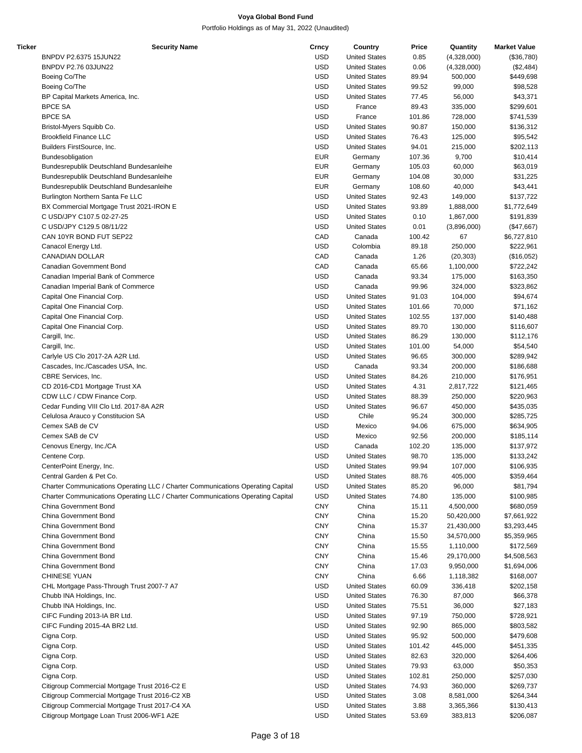# Voya Global Bond Fund

Portfolio Holdings as of May 31, 2022 (Unaudited)

| Ticker | Security Name | Crncy | Country | Price | Quantity | Market Value |
|---|---|---|---|---|---|---|
| | BNPDV P2.6375 15JUN22 | USD | United States | 0.85 | (4,328,000) | ($36,780) |
| | BNPDV P2.76 03JUN22 | USD | United States | 0.06 | (4,328,000) | ($2,484) |
| | Boeing Co/The | USD | United States | 89.94 | 500,000 | $449,698 |
| | Boeing Co/The | USD | United States | 99.52 | 99,000 | $98,528 |
| | BP Capital Markets America, Inc. | USD | United States | 77.45 | 56,000 | $43,371 |
| | BPCE SA | USD | France | 89.43 | 335,000 | $299,601 |
| | BPCE SA | USD | France | 101.86 | 728,000 | $741,539 |
| | Bristol-Myers Squibb Co. | USD | United States | 90.87 | 150,000 | $136,312 |
| | Brookfield Finance LLC | USD | United States | 76.43 | 125,000 | $95,542 |
| | Builders FirstSource, Inc. | USD | United States | 94.01 | 215,000 | $202,113 |
| | Bundesobligation | EUR | Germany | 107.36 | 9,700 | $10,414 |
| | Bundesrepublik Deutschland Bundesanleihe | EUR | Germany | 105.03 | 60,000 | $63,019 |
| | Bundesrepublik Deutschland Bundesanleihe | EUR | Germany | 104.08 | 30,000 | $31,225 |
| | Bundesrepublik Deutschland Bundesanleihe | EUR | Germany | 108.60 | 40,000 | $43,441 |
| | Burlington Northern Santa Fe LLC | USD | United States | 92.43 | 149,000 | $137,722 |
| | BX Commercial Mortgage Trust 2021-IRON E | USD | United States | 93.89 | 1,888,000 | $1,772,649 |
| | C USD/JPY C107.5 02-27-25 | USD | United States | 0.10 | 1,867,000 | $191,839 |
| | C USD/JPY C129.5 08/11/22 | USD | United States | 0.01 | (3,896,000) | ($47,667) |
| | CAN 10YR BOND FUT SEP22 | CAD | Canada | 100.42 | 67 | $6,727,810 |
| | Canacol Energy Ltd. | USD | Colombia | 89.18 | 250,000 | $222,961 |
| | CANADIAN DOLLAR | CAD | Canada | 1.26 | (20,303) | ($16,052) |
| | Canadian Government Bond | CAD | Canada | 65.66 | 1,100,000 | $722,242 |
| | Canadian Imperial Bank of Commerce | USD | Canada | 93.34 | 175,000 | $163,350 |
| | Canadian Imperial Bank of Commerce | USD | Canada | 99.96 | 324,000 | $323,862 |
| | Capital One Financial Corp. | USD | United States | 91.03 | 104,000 | $94,674 |
| | Capital One Financial Corp. | USD | United States | 101.66 | 70,000 | $71,162 |
| | Capital One Financial Corp. | USD | United States | 102.55 | 137,000 | $140,488 |
| | Capital One Financial Corp. | USD | United States | 89.70 | 130,000 | $116,607 |
| | Cargill, Inc. | USD | United States | 86.29 | 130,000 | $112,176 |
| | Cargill, Inc. | USD | United States | 101.00 | 54,000 | $54,540 |
| | Carlyle US Clo 2017-2A A2R Ltd. | USD | United States | 96.65 | 300,000 | $289,942 |
| | Cascades, Inc./Cascades USA, Inc. | USD | Canada | 93.34 | 200,000 | $186,688 |
| | CBRE Services, Inc. | USD | United States | 84.26 | 210,000 | $176,951 |
| | CD 2016-CD1 Mortgage Trust XA | USD | United States | 4.31 | 2,817,722 | $121,465 |
| | CDW LLC / CDW Finance Corp. | USD | United States | 88.39 | 250,000 | $220,963 |
| | Cedar Funding VIII Clo Ltd. 2017-8A A2R | USD | United States | 96.67 | 450,000 | $435,035 |
| | Celulosa Arauco y Constitucion SA | USD | Chile | 95.24 | 300,000 | $285,725 |
| | Cemex SAB de CV | USD | Mexico | 94.06 | 675,000 | $634,905 |
| | Cemex SAB de CV | USD | Mexico | 92.56 | 200,000 | $185,114 |
| | Cenovus Energy, Inc./CA | USD | Canada | 102.20 | 135,000 | $137,972 |
| | Centene Corp. | USD | United States | 98.70 | 135,000 | $133,242 |
| | CenterPoint Energy, Inc. | USD | United States | 99.94 | 107,000 | $106,935 |
| | Central Garden & Pet Co. | USD | United States | 88.76 | 405,000 | $359,464 |
| | Charter Communications Operating LLC / Charter Communications Operating Capital | USD | United States | 85.20 | 96,000 | $81,794 |
| | Charter Communications Operating LLC / Charter Communications Operating Capital | USD | United States | 74.80 | 135,000 | $100,985 |
| | China Government Bond | CNY | China | 15.11 | 4,500,000 | $680,059 |
| | China Government Bond | CNY | China | 15.20 | 50,420,000 | $7,661,922 |
| | China Government Bond | CNY | China | 15.37 | 21,430,000 | $3,293,445 |
| | China Government Bond | CNY | China | 15.50 | 34,570,000 | $5,359,965 |
| | China Government Bond | CNY | China | 15.55 | 1,110,000 | $172,569 |
| | China Government Bond | CNY | China | 15.46 | 29,170,000 | $4,508,563 |
| | China Government Bond | CNY | China | 17.03 | 9,950,000 | $1,694,006 |
| | CHINESE YUAN | CNY | China | 6.66 | 1,118,382 | $168,007 |
| | CHL Mortgage Pass-Through Trust 2007-7 A7 | USD | United States | 60.09 | 336,418 | $202,158 |
| | Chubb INA Holdings, Inc. | USD | United States | 76.30 | 87,000 | $66,378 |
| | Chubb INA Holdings, Inc. | USD | United States | 75.51 | 36,000 | $27,183 |
| | CIFC Funding 2013-IA BR Ltd. | USD | United States | 97.19 | 750,000 | $728,921 |
| | CIFC Funding 2015-4A BR2 Ltd. | USD | United States | 92.90 | 865,000 | $803,582 |
| | Cigna Corp. | USD | United States | 95.92 | 500,000 | $479,608 |
| | Cigna Corp. | USD | United States | 101.42 | 445,000 | $451,335 |
| | Cigna Corp. | USD | United States | 82.63 | 320,000 | $264,406 |
| | Cigna Corp. | USD | United States | 79.93 | 63,000 | $50,353 |
| | Cigna Corp. | USD | United States | 102.81 | 250,000 | $257,030 |
| | Citigroup Commercial Mortgage Trust 2016-C2 E | USD | United States | 74.93 | 360,000 | $269,737 |
| | Citigroup Commercial Mortgage Trust 2016-C2 XB | USD | United States | 3.08 | 8,581,000 | $264,344 |
| | Citigroup Commercial Mortgage Trust 2017-C4 XA | USD | United States | 3.88 | 3,365,366 | $130,413 |
| | Citigroup Mortgage Loan Trust 2006-WF1 A2E | USD | United States | 53.69 | 383,813 | $206,087 |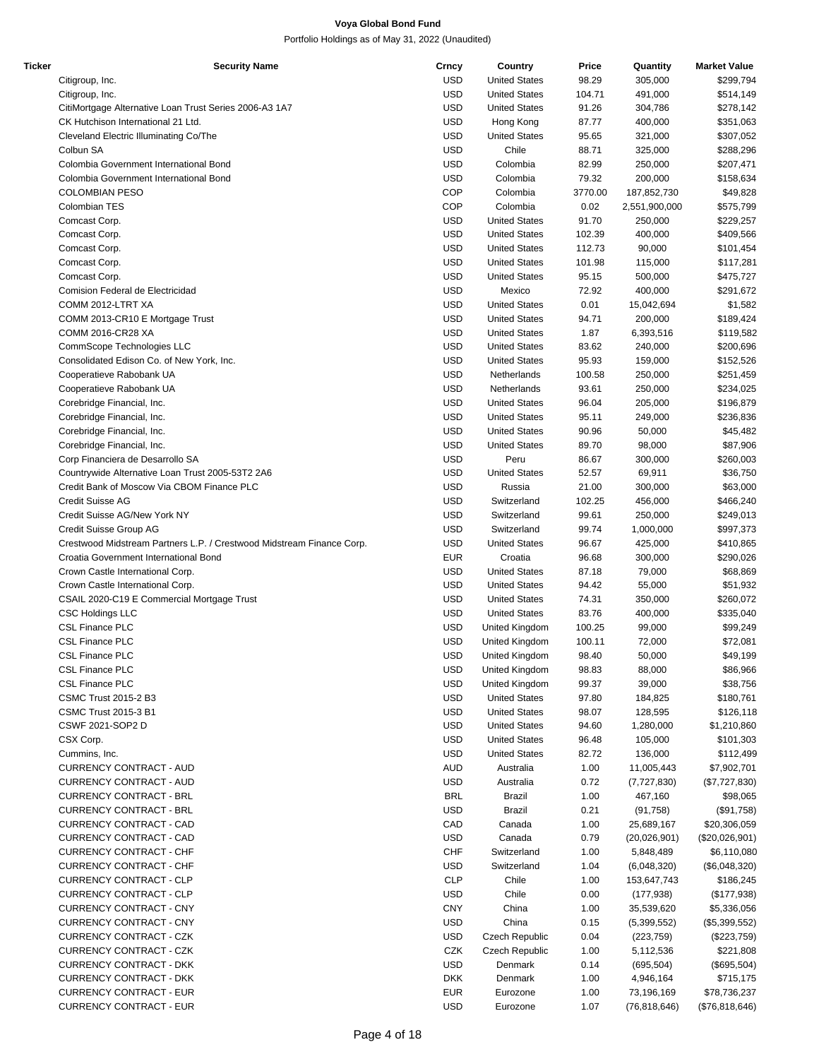**Voya Global Bond Fund**

Portfolio Holdings as of May 31, 2022 (Unaudited)

| Ticker | Security Name | Crncy | Country | Price | Quantity | Market Value |
|---|---|---|---|---|---|---|
| | Citigroup, Inc. | USD | United States | 98.29 | 305,000 | $299,794 |
| | Citigroup, Inc. | USD | United States | 104.71 | 491,000 | $514,149 |
| | CitiMortgage Alternative Loan Trust Series 2006-A3 1A7 | USD | United States | 91.26 | 304,786 | $278,142 |
| | CK Hutchison International 21 Ltd. | USD | Hong Kong | 87.77 | 400,000 | $351,063 |
| | Cleveland Electric Illuminating Co/The | USD | United States | 95.65 | 321,000 | $307,052 |
| | Colbun SA | USD | Chile | 88.71 | 325,000 | $288,296 |
| | Colombia Government International Bond | USD | Colombia | 82.99 | 250,000 | $207,471 |
| | Colombia Government International Bond | USD | Colombia | 79.32 | 200,000 | $158,634 |
| | COLOMBIAN PESO | COP | Colombia | 3770.00 | 187,852,730 | $49,828 |
| | Colombian TES | COP | Colombia | 0.02 | 2,551,900,000 | $575,799 |
| | Comcast Corp. | USD | United States | 91.70 | 250,000 | $229,257 |
| | Comcast Corp. | USD | United States | 102.39 | 400,000 | $409,566 |
| | Comcast Corp. | USD | United States | 112.73 | 90,000 | $101,454 |
| | Comcast Corp. | USD | United States | 101.98 | 115,000 | $117,281 |
| | Comcast Corp. | USD | United States | 95.15 | 500,000 | $475,727 |
| | Comision Federal de Electricidad | USD | Mexico | 72.92 | 400,000 | $291,672 |
| | COMM 2012-LTRT XA | USD | United States | 0.01 | 15,042,694 | $1,582 |
| | COMM 2013-CR10 E Mortgage Trust | USD | United States | 94.71 | 200,000 | $189,424 |
| | COMM 2016-CR28 XA | USD | United States | 1.87 | 6,393,516 | $119,582 |
| | CommScope Technologies LLC | USD | United States | 83.62 | 240,000 | $200,696 |
| | Consolidated Edison Co. of New York, Inc. | USD | United States | 95.93 | 159,000 | $152,526 |
| | Cooperatieve Rabobank UA | USD | Netherlands | 100.58 | 250,000 | $251,459 |
| | Cooperatieve Rabobank UA | USD | Netherlands | 93.61 | 250,000 | $234,025 |
| | Corebridge Financial, Inc. | USD | United States | 96.04 | 205,000 | $196,879 |
| | Corebridge Financial, Inc. | USD | United States | 95.11 | 249,000 | $236,836 |
| | Corebridge Financial, Inc. | USD | United States | 90.96 | 50,000 | $45,482 |
| | Corebridge Financial, Inc. | USD | United States | 89.70 | 98,000 | $87,906 |
| | Corp Financiera de Desarrollo SA | USD | Peru | 86.67 | 300,000 | $260,003 |
| | Countrywide Alternative Loan Trust 2005-53T2 2A6 | USD | United States | 52.57 | 69,911 | $36,750 |
| | Credit Bank of Moscow Via CBOM Finance PLC | USD | Russia | 21.00 | 300,000 | $63,000 |
| | Credit Suisse AG | USD | Switzerland | 102.25 | 456,000 | $466,240 |
| | Credit Suisse AG/New York NY | USD | Switzerland | 99.61 | 250,000 | $249,013 |
| | Credit Suisse Group AG | USD | Switzerland | 99.74 | 1,000,000 | $997,373 |
| | Crestwood Midstream Partners L.P. / Crestwood Midstream Finance Corp. | USD | United States | 96.67 | 425,000 | $410,865 |
| | Croatia Government International Bond | EUR | Croatia | 96.68 | 300,000 | $290,026 |
| | Crown Castle International Corp. | USD | United States | 87.18 | 79,000 | $68,869 |
| | Crown Castle International Corp. | USD | United States | 94.42 | 55,000 | $51,932 |
| | CSAIL 2020-C19 E Commercial Mortgage Trust | USD | United States | 74.31 | 350,000 | $260,072 |
| | CSC Holdings LLC | USD | United States | 83.76 | 400,000 | $335,040 |
| | CSL Finance PLC | USD | United Kingdom | 100.25 | 99,000 | $99,249 |
| | CSL Finance PLC | USD | United Kingdom | 100.11 | 72,000 | $72,081 |
| | CSL Finance PLC | USD | United Kingdom | 98.40 | 50,000 | $49,199 |
| | CSL Finance PLC | USD | United Kingdom | 98.83 | 88,000 | $86,966 |
| | CSL Finance PLC | USD | United Kingdom | 99.37 | 39,000 | $38,756 |
| | CSMC Trust 2015-2 B3 | USD | United States | 97.80 | 184,825 | $180,761 |
| | CSMC Trust 2015-3 B1 | USD | United States | 98.07 | 128,595 | $126,118 |
| | CSWF 2021-SOP2 D | USD | United States | 94.60 | 1,280,000 | $1,210,860 |
| | CSX Corp. | USD | United States | 96.48 | 105,000 | $101,303 |
| | Cummins, Inc. | USD | United States | 82.72 | 136,000 | $112,499 |
| | CURRENCY CONTRACT - AUD | AUD | Australia | 1.00 | 11,005,443 | $7,902,701 |
| | CURRENCY CONTRACT - AUD | USD | Australia | 0.72 | (7,727,830) | ($7,727,830) |
| | CURRENCY CONTRACT - BRL | BRL | Brazil | 1.00 | 467,160 | $98,065 |
| | CURRENCY CONTRACT - BRL | USD | Brazil | 0.21 | (91,758) | ($91,758) |
| | CURRENCY CONTRACT - CAD | CAD | Canada | 1.00 | 25,689,167 | $20,306,059 |
| | CURRENCY CONTRACT - CAD | USD | Canada | 0.79 | (20,026,901) | ($20,026,901) |
| | CURRENCY CONTRACT - CHF | CHF | Switzerland | 1.00 | 5,848,489 | $6,110,080 |
| | CURRENCY CONTRACT - CHF | USD | Switzerland | 1.04 | (6,048,320) | ($6,048,320) |
| | CURRENCY CONTRACT - CLP | CLP | Chile | 1.00 | 153,647,743 | $186,245 |
| | CURRENCY CONTRACT - CLP | USD | Chile | 0.00 | (177,938) | ($177,938) |
| | CURRENCY CONTRACT - CNY | CNY | China | 1.00 | 35,539,620 | $5,336,056 |
| | CURRENCY CONTRACT - CNY | USD | China | 0.15 | (5,399,552) | ($5,399,552) |
| | CURRENCY CONTRACT - CZK | USD | Czech Republic | 0.04 | (223,759) | ($223,759) |
| | CURRENCY CONTRACT - CZK | CZK | Czech Republic | 1.00 | 5,112,536 | $221,808 |
| | CURRENCY CONTRACT - DKK | USD | Denmark | 0.14 | (695,504) | ($695,504) |
| | CURRENCY CONTRACT - DKK | DKK | Denmark | 1.00 | 4,946,164 | $715,175 |
| | CURRENCY CONTRACT - EUR | EUR | Eurozone | 1.00 | 73,196,169 | $78,736,237 |
| | CURRENCY CONTRACT - EUR | USD | Eurozone | 1.07 | (76,818,646) | ($76,818,646) |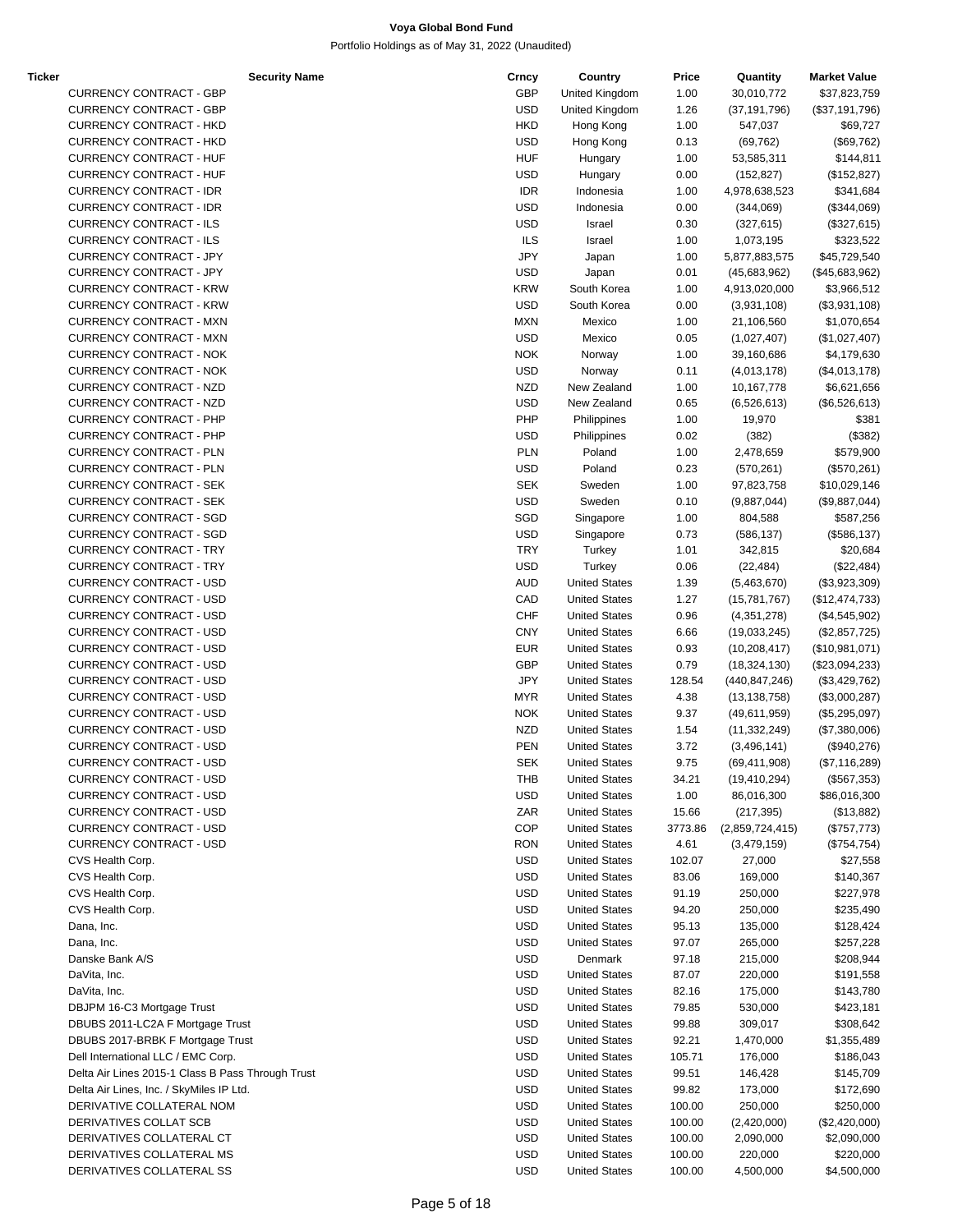# Voya Global Bond Fund

Portfolio Holdings as of May 31, 2022 (Unaudited)

| Ticker | Security Name | Crncy | Country | Price | Quantity | Market Value |
|---|---|---|---|---|---|---|
| | CURRENCY CONTRACT - GBP | GBP | United Kingdom | 1.00 | 30,010,772 | $37,823,759 |
| | CURRENCY CONTRACT - GBP | USD | United Kingdom | 1.26 | (37,191,796) | ($37,191,796) |
| | CURRENCY CONTRACT - HKD | HKD | Hong Kong | 1.00 | 547,037 | $69,727 |
| | CURRENCY CONTRACT - HKD | USD | Hong Kong | 0.13 | (69,762) | ($69,762) |
| | CURRENCY CONTRACT - HUF | HUF | Hungary | 1.00 | 53,585,311 | $144,811 |
| | CURRENCY CONTRACT - HUF | USD | Hungary | 0.00 | (152,827) | ($152,827) |
| | CURRENCY CONTRACT - IDR | IDR | Indonesia | 1.00 | 4,978,638,523 | $341,684 |
| | CURRENCY CONTRACT - IDR | USD | Indonesia | 0.00 | (344,069) | ($344,069) |
| | CURRENCY CONTRACT - ILS | USD | Israel | 0.30 | (327,615) | ($327,615) |
| | CURRENCY CONTRACT - ILS | ILS | Israel | 1.00 | 1,073,195 | $323,522 |
| | CURRENCY CONTRACT - JPY | JPY | Japan | 1.00 | 5,877,883,575 | $45,729,540 |
| | CURRENCY CONTRACT - JPY | USD | Japan | 0.01 | (45,683,962) | ($45,683,962) |
| | CURRENCY CONTRACT - KRW | KRW | South Korea | 1.00 | 4,913,020,000 | $3,966,512 |
| | CURRENCY CONTRACT - KRW | USD | South Korea | 0.00 | (3,931,108) | ($3,931,108) |
| | CURRENCY CONTRACT - MXN | MXN | Mexico | 1.00 | 21,106,560 | $1,070,654 |
| | CURRENCY CONTRACT - MXN | USD | Mexico | 0.05 | (1,027,407) | ($1,027,407) |
| | CURRENCY CONTRACT - NOK | NOK | Norway | 1.00 | 39,160,686 | $4,179,630 |
| | CURRENCY CONTRACT - NOK | USD | Norway | 0.11 | (4,013,178) | ($4,013,178) |
| | CURRENCY CONTRACT - NZD | NZD | New Zealand | 1.00 | 10,167,778 | $6,621,656 |
| | CURRENCY CONTRACT - NZD | USD | New Zealand | 0.65 | (6,526,613) | ($6,526,613) |
| | CURRENCY CONTRACT - PHP | PHP | Philippines | 1.00 | 19,970 | $381 |
| | CURRENCY CONTRACT - PHP | USD | Philippines | 0.02 | (382) | ($382) |
| | CURRENCY CONTRACT - PLN | PLN | Poland | 1.00 | 2,478,659 | $579,900 |
| | CURRENCY CONTRACT - PLN | USD | Poland | 0.23 | (570,261) | ($570,261) |
| | CURRENCY CONTRACT - SEK | SEK | Sweden | 1.00 | 97,823,758 | $10,029,146 |
| | CURRENCY CONTRACT - SEK | USD | Sweden | 0.10 | (9,887,044) | ($9,887,044) |
| | CURRENCY CONTRACT - SGD | SGD | Singapore | 1.00 | 804,588 | $587,256 |
| | CURRENCY CONTRACT - SGD | USD | Singapore | 0.73 | (586,137) | ($586,137) |
| | CURRENCY CONTRACT - TRY | TRY | Turkey | 1.01 | 342,815 | $20,684 |
| | CURRENCY CONTRACT - TRY | USD | Turkey | 0.06 | (22,484) | ($22,484) |
| | CURRENCY CONTRACT - USD | AUD | United States | 1.39 | (5,463,670) | ($3,923,309) |
| | CURRENCY CONTRACT - USD | CAD | United States | 1.27 | (15,781,767) | ($12,474,733) |
| | CURRENCY CONTRACT - USD | CHF | United States | 0.96 | (4,351,278) | ($4,545,902) |
| | CURRENCY CONTRACT - USD | CNY | United States | 6.66 | (19,033,245) | ($2,857,725) |
| | CURRENCY CONTRACT - USD | EUR | United States | 0.93 | (10,208,417) | ($10,981,071) |
| | CURRENCY CONTRACT - USD | GBP | United States | 0.79 | (18,324,130) | ($23,094,233) |
| | CURRENCY CONTRACT - USD | JPY | United States | 128.54 | (440,847,246) | ($3,429,762) |
| | CURRENCY CONTRACT - USD | MYR | United States | 4.38 | (13,138,758) | ($3,000,287) |
| | CURRENCY CONTRACT - USD | NOK | United States | 9.37 | (49,611,959) | ($5,295,097) |
| | CURRENCY CONTRACT - USD | NZD | United States | 1.54 | (11,332,249) | ($7,380,006) |
| | CURRENCY CONTRACT - USD | PEN | United States | 3.72 | (3,496,141) | ($940,276) |
| | CURRENCY CONTRACT - USD | SEK | United States | 9.75 | (69,411,908) | ($7,116,289) |
| | CURRENCY CONTRACT - USD | THB | United States | 34.21 | (19,410,294) | ($567,353) |
| | CURRENCY CONTRACT - USD | USD | United States | 1.00 | 86,016,300 | $86,016,300 |
| | CURRENCY CONTRACT - USD | ZAR | United States | 15.66 | (217,395) | ($13,882) |
| | CURRENCY CONTRACT - USD | COP | United States | 3773.86 | (2,859,724,415) | ($757,773) |
| | CURRENCY CONTRACT - USD | RON | United States | 4.61 | (3,479,159) | ($754,754) |
| | CVS Health Corp. | USD | United States | 102.07 | 27,000 | $27,558 |
| | CVS Health Corp. | USD | United States | 83.06 | 169,000 | $140,367 |
| | CVS Health Corp. | USD | United States | 91.19 | 250,000 | $227,978 |
| | CVS Health Corp. | USD | United States | 94.20 | 250,000 | $235,490 |
| | Dana, Inc. | USD | United States | 95.13 | 135,000 | $128,424 |
| | Dana, Inc. | USD | United States | 97.07 | 265,000 | $257,228 |
| | Danske Bank A/S | USD | Denmark | 97.18 | 215,000 | $208,944 |
| | DaVita, Inc. | USD | United States | 87.07 | 220,000 | $191,558 |
| | DaVita, Inc. | USD | United States | 82.16 | 175,000 | $143,780 |
| | DBJPM 16-C3 Mortgage Trust | USD | United States | 79.85 | 530,000 | $423,181 |
| | DBUBS 2011-LC2A F Mortgage Trust | USD | United States | 99.88 | 309,017 | $308,642 |
| | DBUBS 2017-BRBK F Mortgage Trust | USD | United States | 92.21 | 1,470,000 | $1,355,489 |
| | Dell International LLC / EMC Corp. | USD | United States | 105.71 | 176,000 | $186,043 |
| | Delta Air Lines 2015-1 Class B Pass Through Trust | USD | United States | 99.51 | 146,428 | $145,709 |
| | Delta Air Lines, Inc. / SkyMiles IP Ltd. | USD | United States | 99.82 | 173,000 | $172,690 |
| | DERIVATIVE COLLATERAL NOM | USD | United States | 100.00 | 250,000 | $250,000 |
| | DERIVATIVES COLLAT SCB | USD | United States | 100.00 | (2,420,000) | ($2,420,000) |
| | DERIVATIVES COLLATERAL CT | USD | United States | 100.00 | 2,090,000 | $2,090,000 |
| | DERIVATIVES COLLATERAL MS | USD | United States | 100.00 | 220,000 | $220,000 |
| | DERIVATIVES COLLATERAL SS | USD | United States | 100.00 | 4,500,000 | $4,500,000 |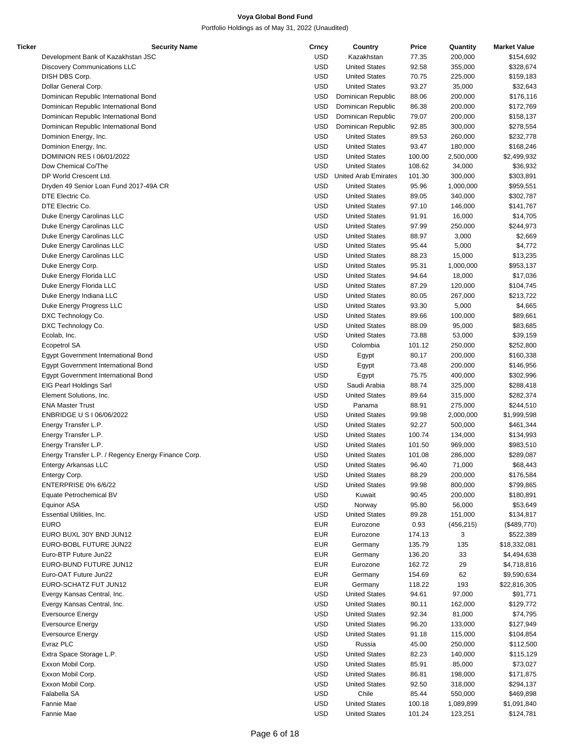**Voya Global Bond Fund**

Portfolio Holdings as of May 31, 2022 (Unaudited)

| Ticker | Security Name | Crncy | Country | Price | Quantity | Market Value |
|---|---|---|---|---|---|---|
| | Development Bank of Kazakhstan JSC | USD | Kazakhstan | 77.35 | 200,000 | $154,692 |
| | Discovery Communications LLC | USD | United States | 92.58 | 355,000 | $328,674 |
| | DISH DBS Corp. | USD | United States | 70.75 | 225,000 | $159,183 |
| | Dollar General Corp. | USD | United States | 93.27 | 35,000 | $32,643 |
| | Dominican Republic International Bond | USD | Dominican Republic | 88.06 | 200,000 | $176,116 |
| | Dominican Republic International Bond | USD | Dominican Republic | 86.38 | 200,000 | $172,769 |
| | Dominican Republic International Bond | USD | Dominican Republic | 79.07 | 200,000 | $158,137 |
| | Dominican Republic International Bond | USD | Dominican Republic | 92.85 | 300,000 | $278,554 |
| | Dominion Energy, Inc. | USD | United States | 89.53 | 260,000 | $232,778 |
| | Dominion Energy, Inc. | USD | United States | 93.47 | 180,000 | $168,246 |
| | DOMINION RES I 06/01/2022 | USD | United States | 100.00 | 2,500,000 | $2,499,932 |
| | Dow Chemical Co/The | USD | United States | 108.62 | 34,000 | $36,932 |
| | DP World Crescent Ltd. | USD | United Arab Emirates | 101.30 | 300,000 | $303,891 |
| | Dryden 49 Senior Loan Fund 2017-49A CR | USD | United States | 95.96 | 1,000,000 | $959,551 |
| | DTE Electric Co. | USD | United States | 89.05 | 340,000 | $302,787 |
| | DTE Electric Co. | USD | United States | 97.10 | 146,000 | $141,767 |
| | Duke Energy Carolinas LLC | USD | United States | 91.91 | 16,000 | $14,705 |
| | Duke Energy Carolinas LLC | USD | United States | 97.99 | 250,000 | $244,973 |
| | Duke Energy Carolinas LLC | USD | United States | 88.97 | 3,000 | $2,669 |
| | Duke Energy Carolinas LLC | USD | United States | 95.44 | 5,000 | $4,772 |
| | Duke Energy Carolinas LLC | USD | United States | 88.23 | 15,000 | $13,235 |
| | Duke Energy Corp. | USD | United States | 95.31 | 1,000,000 | $953,137 |
| | Duke Energy Florida LLC | USD | United States | 94.64 | 18,000 | $17,036 |
| | Duke Energy Florida LLC | USD | United States | 87.29 | 120,000 | $104,745 |
| | Duke Energy Indiana LLC | USD | United States | 80.05 | 267,000 | $213,722 |
| | Duke Energy Progress LLC | USD | United States | 93.30 | 5,000 | $4,665 |
| | DXC Technology Co. | USD | United States | 89.66 | 100,000 | $89,661 |
| | DXC Technology Co. | USD | United States | 88.09 | 95,000 | $83,685 |
| | Ecolab, Inc. | USD | United States | 73.88 | 53,000 | $39,159 |
| | Ecopetrol SA | USD | Colombia | 101.12 | 250,000 | $252,800 |
| | Egypt Government International Bond | USD | Egypt | 80.17 | 200,000 | $160,338 |
| | Egypt Government International Bond | USD | Egypt | 73.48 | 200,000 | $146,956 |
| | Egypt Government International Bond | USD | Egypt | 75.75 | 400,000 | $302,996 |
| | EIG Pearl Holdings Sarl | USD | Saudi Arabia | 88.74 | 325,000 | $288,418 |
| | Element Solutions, Inc. | USD | United States | 89.64 | 315,000 | $282,374 |
| | ENA Master Trust | USD | Panama | 88.91 | 275,000 | $244,510 |
| | ENBRIDGE U S I 06/06/2022 | USD | United States | 99.98 | 2,000,000 | $1,999,598 |
| | Energy Transfer L.P. | USD | United States | 92.27 | 500,000 | $461,344 |
| | Energy Transfer L.P. | USD | United States | 100.74 | 134,000 | $134,993 |
| | Energy Transfer L.P. | USD | United States | 101.50 | 969,000 | $983,510 |
| | Energy Transfer L.P. / Regency Energy Finance Corp. | USD | United States | 101.08 | 286,000 | $289,087 |
| | Entergy Arkansas LLC | USD | United States | 96.40 | 71,000 | $68,443 |
| | Entergy Corp. | USD | United States | 88.29 | 200,000 | $176,584 |
| | ENTERPRISE 0% 6/6/22 | USD | United States | 99.98 | 800,000 | $799,865 |
| | Equate Petrochemical BV | USD | Kuwait | 90.45 | 200,000 | $180,891 |
| | Equinor ASA | USD | Norway | 95.80 | 56,000 | $53,649 |
| | Essential Utilities, Inc. | USD | United States | 89.28 | 151,000 | $134,817 |
| | EURO | EUR | Eurozone | 0.93 | (456,215) | ($489,770) |
| | EURO BUXL 30Y BND JUN12 | EUR | Eurozone | 174.13 | 3 | $522,389 |
| | EURO-BOBL FUTURE JUN22 | EUR | Germany | 135.79 | 135 | $18,332,081 |
| | Euro-BTP Future Jun22 | EUR | Germany | 136.20 | 33 | $4,494,638 |
| | EURO-BUND FUTURE JUN12 | EUR | Eurozone | 162.72 | 29 | $4,718,816 |
| | Euro-OAT Future Jun22 | EUR | Germany | 154.69 | 62 | $9,590,634 |
| | EURO-SCHATZ FUT JUN12 | EUR | Germany | 118.22 | 193 | $22,816,305 |
| | Evergy Kansas Central, Inc. | USD | United States | 94.61 | 97,000 | $91,771 |
| | Evergy Kansas Central, Inc. | USD | United States | 80.11 | 162,000 | $129,772 |
| | Eversource Energy | USD | United States | 92.34 | 81,000 | $74,795 |
| | Eversource Energy | USD | United States | 96.20 | 133,000 | $127,949 |
| | Eversource Energy | USD | United States | 91.18 | 115,000 | $104,854 |
| | Evraz PLC | USD | Russia | 45.00 | 250,000 | $112,500 |
| | Extra Space Storage L.P. | USD | United States | 82.23 | 140,000 | $115,129 |
| | Exxon Mobil Corp. | USD | United States | 85.91 | 85,000 | $73,027 |
| | Exxon Mobil Corp. | USD | United States | 86.81 | 198,000 | $171,875 |
| | Exxon Mobil Corp. | USD | United States | 92.50 | 318,000 | $294,137 |
| | Falabella SA | USD | Chile | 85.44 | 550,000 | $469,898 |
| | Fannie Mae | USD | United States | 100.18 | 1,089,899 | $1,091,840 |
| | Fannie Mae | USD | United States | 101.24 | 123,251 | $124,781 |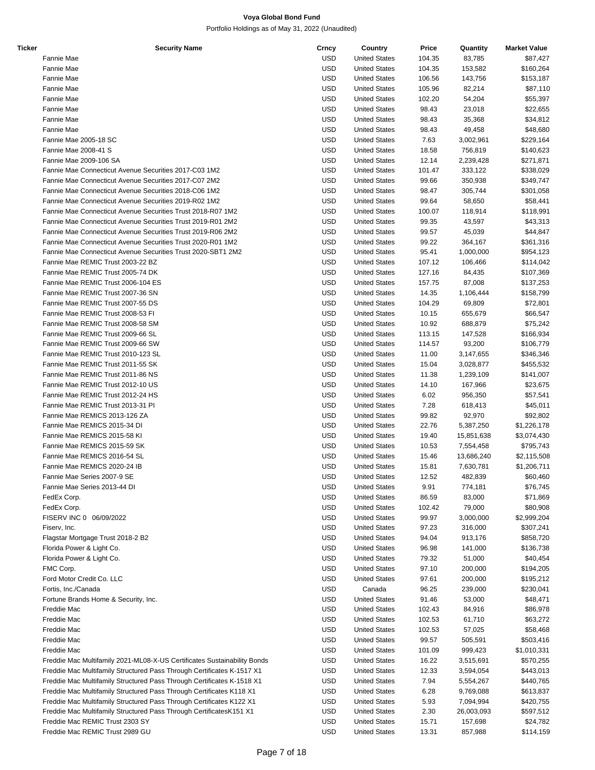**Voya Global Bond Fund**

Portfolio Holdings as of May 31, 2022 (Unaudited)

| Ticker | Security Name | Crncy | Country | Price | Quantity | Market Value |
|---|---|---|---|---|---|---|
| | Fannie Mae | USD | United States | 104.35 | 83,785 | $87,427 |
| | Fannie Mae | USD | United States | 104.35 | 153,582 | $160,264 |
| | Fannie Mae | USD | United States | 106.56 | 143,756 | $153,187 |
| | Fannie Mae | USD | United States | 105.96 | 82,214 | $87,110 |
| | Fannie Mae | USD | United States | 102.20 | 54,204 | $55,397 |
| | Fannie Mae | USD | United States | 98.43 | 23,018 | $22,655 |
| | Fannie Mae | USD | United States | 98.43 | 35,368 | $34,812 |
| | Fannie Mae | USD | United States | 98.43 | 49,458 | $48,680 |
| | Fannie Mae 2005-18 SC | USD | United States | 7.63 | 3,002,961 | $229,164 |
| | Fannie Mae 2008-41 S | USD | United States | 18.58 | 756,819 | $140,623 |
| | Fannie Mae 2009-106 SA | USD | United States | 12.14 | 2,239,428 | $271,871 |
| | Fannie Mae Connecticut Avenue Securities 2017-C03 1M2 | USD | United States | 101.47 | 333,122 | $338,029 |
| | Fannie Mae Connecticut Avenue Securities 2017-C07 2M2 | USD | United States | 99.66 | 350,938 | $349,747 |
| | Fannie Mae Connecticut Avenue Securities 2018-C06 1M2 | USD | United States | 98.47 | 305,744 | $301,058 |
| | Fannie Mae Connecticut Avenue Securities 2019-R02 1M2 | USD | United States | 99.64 | 58,650 | $58,441 |
| | Fannie Mae Connecticut Avenue Securities Trust 2018-R07 1M2 | USD | United States | 100.07 | 118,914 | $118,991 |
| | Fannie Mae Connecticut Avenue Securities Trust 2019-R01 2M2 | USD | United States | 99.35 | 43,597 | $43,313 |
| | Fannie Mae Connecticut Avenue Securities Trust 2019-R06 2M2 | USD | United States | 99.57 | 45,039 | $44,847 |
| | Fannie Mae Connecticut Avenue Securities Trust 2020-R01 1M2 | USD | United States | 99.22 | 364,167 | $361,316 |
| | Fannie Mae Connecticut Avenue Securities Trust 2020-SBT1 2M2 | USD | United States | 95.41 | 1,000,000 | $954,123 |
| | Fannie Mae REMIC Trust 2003-22 BZ | USD | United States | 107.12 | 106,466 | $114,042 |
| | Fannie Mae REMIC Trust 2005-74 DK | USD | United States | 127.16 | 84,435 | $107,369 |
| | Fannie Mae REMIC Trust 2006-104 ES | USD | United States | 157.75 | 87,008 | $137,253 |
| | Fannie Mae REMIC Trust 2007-36 SN | USD | United States | 14.35 | 1,106,444 | $158,799 |
| | Fannie Mae REMIC Trust 2007-55 DS | USD | United States | 104.29 | 69,809 | $72,801 |
| | Fannie Mae REMIC Trust 2008-53 FI | USD | United States | 10.15 | 655,679 | $66,547 |
| | Fannie Mae REMIC Trust 2008-58 SM | USD | United States | 10.92 | 688,879 | $75,242 |
| | Fannie Mae REMIC Trust 2009-66 SL | USD | United States | 113.15 | 147,528 | $166,934 |
| | Fannie Mae REMIC Trust 2009-66 SW | USD | United States | 114.57 | 93,200 | $106,779 |
| | Fannie Mae REMIC Trust 2010-123 SL | USD | United States | 11.00 | 3,147,655 | $346,346 |
| | Fannie Mae REMIC Trust 2011-55 SK | USD | United States | 15.04 | 3,028,877 | $455,532 |
| | Fannie Mae REMIC Trust 2011-86 NS | USD | United States | 11.38 | 1,239,109 | $141,007 |
| | Fannie Mae REMIC Trust 2012-10 US | USD | United States | 14.10 | 167,966 | $23,675 |
| | Fannie Mae REMIC Trust 2012-24 HS | USD | United States | 6.02 | 956,350 | $57,541 |
| | Fannie Mae REMIC Trust 2013-31 PI | USD | United States | 7.28 | 618,413 | $45,011 |
| | Fannie Mae REMICS 2013-126 ZA | USD | United States | 99.82 | 92,970 | $92,802 |
| | Fannie Mae REMICS 2015-34 DI | USD | United States | 22.76 | 5,387,250 | $1,226,178 |
| | Fannie Mae REMICS 2015-58 KI | USD | United States | 19.40 | 15,851,638 | $3,074,430 |
| | Fannie Mae REMICS 2015-59 SK | USD | United States | 10.53 | 7,554,458 | $795,743 |
| | Fannie Mae REMICS 2016-54 SL | USD | United States | 15.46 | 13,686,240 | $2,115,508 |
| | Fannie Mae REMICS 2020-24 IB | USD | United States | 15.81 | 7,630,781 | $1,206,711 |
| | Fannie Mae Series 2007-9 SE | USD | United States | 12.52 | 482,839 | $60,460 |
| | Fannie Mae Series 2013-44 DI | USD | United States | 9.91 | 774,181 | $76,745 |
| | FedEx Corp. | USD | United States | 86.59 | 83,000 | $71,869 |
| | FedEx Corp. | USD | United States | 102.42 | 79,000 | $80,908 |
| | FISERV INC 0 06/09/2022 | USD | United States | 99.97 | 3,000,000 | $2,999,204 |
| | Fiserv, Inc. | USD | United States | 97.23 | 316,000 | $307,241 |
| | Flagstar Mortgage Trust 2018-2 B2 | USD | United States | 94.04 | 913,176 | $858,720 |
| | Florida Power & Light Co. | USD | United States | 96.98 | 141,000 | $136,738 |
| | Florida Power & Light Co. | USD | United States | 79.32 | 51,000 | $40,454 |
| | FMC Corp. | USD | United States | 97.10 | 200,000 | $194,205 |
| | Ford Motor Credit Co. LLC | USD | United States | 97.61 | 200,000 | $195,212 |
| | Fortis, Inc./Canada | USD | Canada | 96.25 | 239,000 | $230,041 |
| | Fortune Brands Home & Security, Inc. | USD | United States | 91.46 | 53,000 | $48,471 |
| | Freddie Mac | USD | United States | 102.43 | 84,916 | $86,978 |
| | Freddie Mac | USD | United States | 102.53 | 61,710 | $63,272 |
| | Freddie Mac | USD | United States | 102.53 | 57,025 | $58,468 |
| | Freddie Mac | USD | United States | 99.57 | 505,591 | $503,416 |
| | Freddie Mac | USD | United States | 101.09 | 999,423 | $1,010,331 |
| | Freddie Mac Multifamily 2021-ML08-X-US Certificates Sustainability Bonds | USD | United States | 16.22 | 3,515,691 | $570,255 |
| | Freddie Mac Multifamily Structured Pass Through Certificates K-1517 X1 | USD | United States | 12.33 | 3,594,054 | $443,013 |
| | Freddie Mac Multifamily Structured Pass Through Certificates K-1518 X1 | USD | United States | 7.94 | 5,554,267 | $440,765 |
| | Freddie Mac Multifamily Structured Pass Through Certificates K118 X1 | USD | United States | 6.28 | 9,769,088 | $613,837 |
| | Freddie Mac Multifamily Structured Pass Through Certificates K122 X1 | USD | United States | 5.93 | 7,094,994 | $420,755 |
| | Freddie Mac Multifamily Structured Pass Through CertificatesK151 X1 | USD | United States | 2.30 | 26,003,093 | $597,512 |
| | Freddie Mac REMIC Trust 2303 SY | USD | United States | 15.71 | 157,698 | $24,782 |
| | Freddie Mac REMIC Trust 2989 GU | USD | United States | 13.31 | 857,988 | $114,159 |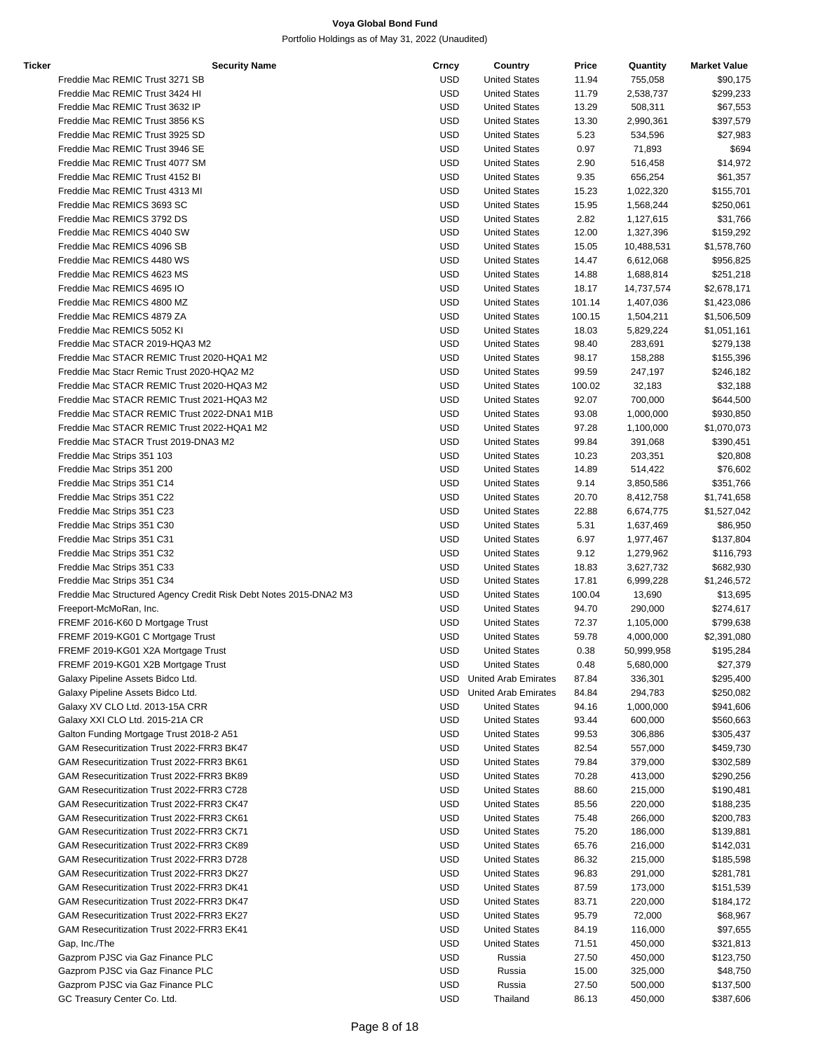# Voya Global Bond Fund

Portfolio Holdings as of May 31, 2022 (Unaudited)

| Ticker | Security Name | Crncy | Country | Price | Quantity | Market Value |
|---|---|---|---|---|---|---|
| | Freddie Mac REMIC Trust 3271 SB | USD | United States | 11.94 | 755,058 | $90,175 |
| | Freddie Mac REMIC Trust 3424 HI | USD | United States | 11.79 | 2,538,737 | $299,233 |
| | Freddie Mac REMIC Trust 3632 IP | USD | United States | 13.29 | 508,311 | $67,553 |
| | Freddie Mac REMIC Trust 3856 KS | USD | United States | 13.30 | 2,990,361 | $397,579 |
| | Freddie Mac REMIC Trust 3925 SD | USD | United States | 5.23 | 534,596 | $27,983 |
| | Freddie Mac REMIC Trust 3946 SE | USD | United States | 0.97 | 71,893 | $694 |
| | Freddie Mac REMIC Trust 4077 SM | USD | United States | 2.90 | 516,458 | $14,972 |
| | Freddie Mac REMIC Trust 4152 BI | USD | United States | 9.35 | 656,254 | $61,357 |
| | Freddie Mac REMIC Trust 4313 MI | USD | United States | 15.23 | 1,022,320 | $155,701 |
| | Freddie Mac REMICS 3693 SC | USD | United States | 15.95 | 1,568,244 | $250,061 |
| | Freddie Mac REMICS 3792 DS | USD | United States | 2.82 | 1,127,615 | $31,766 |
| | Freddie Mac REMICS 4040 SW | USD | United States | 12.00 | 1,327,396 | $159,292 |
| | Freddie Mac REMICS 4096 SB | USD | United States | 15.05 | 10,488,531 | $1,578,760 |
| | Freddie Mac REMICS 4480 WS | USD | United States | 14.47 | 6,612,068 | $956,825 |
| | Freddie Mac REMICS 4623 MS | USD | United States | 14.88 | 1,688,814 | $251,218 |
| | Freddie Mac REMICS 4695 IO | USD | United States | 18.17 | 14,737,574 | $2,678,171 |
| | Freddie Mac REMICS 4800 MZ | USD | United States | 101.14 | 1,407,036 | $1,423,086 |
| | Freddie Mac REMICS 4879 ZA | USD | United States | 100.15 | 1,504,211 | $1,506,509 |
| | Freddie Mac REMICS 5052 KI | USD | United States | 18.03 | 5,829,224 | $1,051,161 |
| | Freddie Mac STACR 2019-HQA3 M2 | USD | United States | 98.40 | 283,691 | $279,138 |
| | Freddie Mac STACR REMIC Trust 2020-HQA1 M2 | USD | United States | 98.17 | 158,288 | $155,396 |
| | Freddie Mac Stacr Remic Trust 2020-HQA2 M2 | USD | United States | 99.59 | 247,197 | $246,182 |
| | Freddie Mac STACR REMIC Trust 2020-HQA3 M2 | USD | United States | 100.02 | 32,183 | $32,188 |
| | Freddie Mac STACR REMIC Trust 2021-HQA3 M2 | USD | United States | 92.07 | 700,000 | $644,500 |
| | Freddie Mac STACR REMIC Trust 2022-DNA1 M1B | USD | United States | 93.08 | 1,000,000 | $930,850 |
| | Freddie Mac STACR REMIC Trust 2022-HQA1 M2 | USD | United States | 97.28 | 1,100,000 | $1,070,073 |
| | Freddie Mac STACR Trust 2019-DNA3 M2 | USD | United States | 99.84 | 391,068 | $390,451 |
| | Freddie Mac Strips 351 103 | USD | United States | 10.23 | 203,351 | $20,808 |
| | Freddie Mac Strips 351 200 | USD | United States | 14.89 | 514,422 | $76,602 |
| | Freddie Mac Strips 351 C14 | USD | United States | 9.14 | 3,850,586 | $351,766 |
| | Freddie Mac Strips 351 C22 | USD | United States | 20.70 | 8,412,758 | $1,741,658 |
| | Freddie Mac Strips 351 C23 | USD | United States | 22.88 | 6,674,775 | $1,527,042 |
| | Freddie Mac Strips 351 C30 | USD | United States | 5.31 | 1,637,469 | $86,950 |
| | Freddie Mac Strips 351 C31 | USD | United States | 6.97 | 1,977,467 | $137,804 |
| | Freddie Mac Strips 351 C32 | USD | United States | 9.12 | 1,279,962 | $116,793 |
| | Freddie Mac Strips 351 C33 | USD | United States | 18.83 | 3,627,732 | $682,930 |
| | Freddie Mac Strips 351 C34 | USD | United States | 17.81 | 6,999,228 | $1,246,572 |
| | Freddie Mac Structured Agency Credit Risk Debt Notes 2015-DNA2 M3 | USD | United States | 100.04 | 13,690 | $13,695 |
| | Freeport-McMoRan, Inc. | USD | United States | 94.70 | 290,000 | $274,617 |
| | FREMF 2016-K60 D Mortgage Trust | USD | United States | 72.37 | 1,105,000 | $799,638 |
| | FREMF 2019-KG01 C Mortgage Trust | USD | United States | 59.78 | 4,000,000 | $2,391,080 |
| | FREMF 2019-KG01 X2A Mortgage Trust | USD | United States | 0.38 | 50,999,958 | $195,284 |
| | FREMF 2019-KG01 X2B Mortgage Trust | USD | United States | 0.48 | 5,680,000 | $27,379 |
| | Galaxy Pipeline Assets Bidco Ltd. | USD | United Arab Emirates | 87.84 | 336,301 | $295,400 |
| | Galaxy Pipeline Assets Bidco Ltd. | USD | United Arab Emirates | 84.84 | 294,783 | $250,082 |
| | Galaxy XV CLO Ltd. 2013-15A CRR | USD | United States | 94.16 | 1,000,000 | $941,606 |
| | Galaxy XXI CLO Ltd. 2015-21A CR | USD | United States | 93.44 | 600,000 | $560,663 |
| | Galton Funding Mortgage Trust 2018-2 A51 | USD | United States | 99.53 | 306,886 | $305,437 |
| | GAM Resecuritization Trust 2022-FRR3 BK47 | USD | United States | 82.54 | 557,000 | $459,730 |
| | GAM Resecuritization Trust 2022-FRR3 BK61 | USD | United States | 79.84 | 379,000 | $302,589 |
| | GAM Resecuritization Trust 2022-FRR3 BK89 | USD | United States | 70.28 | 413,000 | $290,256 |
| | GAM Resecuritization Trust 2022-FRR3 C728 | USD | United States | 88.60 | 215,000 | $190,481 |
| | GAM Resecuritization Trust 2022-FRR3 CK47 | USD | United States | 85.56 | 220,000 | $188,235 |
| | GAM Resecuritization Trust 2022-FRR3 CK61 | USD | United States | 75.48 | 266,000 | $200,783 |
| | GAM Resecuritization Trust 2022-FRR3 CK71 | USD | United States | 75.20 | 186,000 | $139,881 |
| | GAM Resecuritization Trust 2022-FRR3 CK89 | USD | United States | 65.76 | 216,000 | $142,031 |
| | GAM Resecuritization Trust 2022-FRR3 D728 | USD | United States | 86.32 | 215,000 | $185,598 |
| | GAM Resecuritization Trust 2022-FRR3 DK27 | USD | United States | 96.83 | 291,000 | $281,781 |
| | GAM Resecuritization Trust 2022-FRR3 DK41 | USD | United States | 87.59 | 173,000 | $151,539 |
| | GAM Resecuritization Trust 2022-FRR3 DK47 | USD | United States | 83.71 | 220,000 | $184,172 |
| | GAM Resecuritization Trust 2022-FRR3 EK27 | USD | United States | 95.79 | 72,000 | $68,967 |
| | GAM Resecuritization Trust 2022-FRR3 EK41 | USD | United States | 84.19 | 116,000 | $97,655 |
| | Gap, Inc./The | USD | United States | 71.51 | 450,000 | $321,813 |
| | Gazprom PJSC via Gaz Finance PLC | USD | Russia | 27.50 | 450,000 | $123,750 |
| | Gazprom PJSC via Gaz Finance PLC | USD | Russia | 15.00 | 325,000 | $48,750 |
| | Gazprom PJSC via Gaz Finance PLC | USD | Russia | 27.50 | 500,000 | $137,500 |
| | GC Treasury Center Co. Ltd. | USD | Thailand | 86.13 | 450,000 | $387,606 |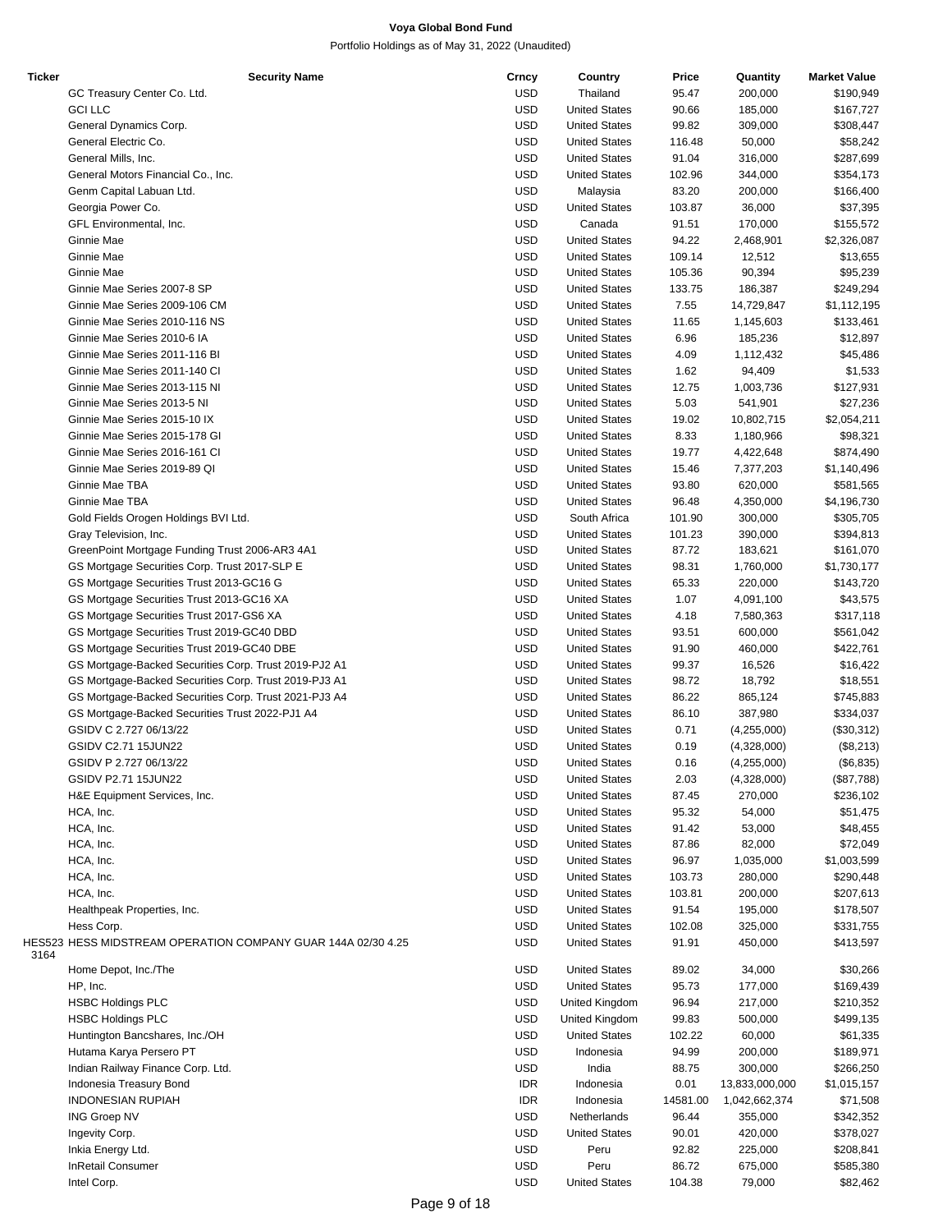# Voya Global Bond Fund

Portfolio Holdings as of May 31, 2022 (Unaudited)

| Ticker | Security Name | Crncy | Country | Price | Quantity | Market Value |
|---|---|---|---|---|---|---|
| | GC Treasury Center Co. Ltd. | USD | Thailand | 95.47 | 200,000 | $190,949 |
| | GCI LLC | USD | United States | 90.66 | 185,000 | $167,727 |
| | General Dynamics Corp. | USD | United States | 99.82 | 309,000 | $308,447 |
| | General Electric Co. | USD | United States | 116.48 | 50,000 | $58,242 |
| | General Mills, Inc. | USD | United States | 91.04 | 316,000 | $287,699 |
| | General Motors Financial Co., Inc. | USD | United States | 102.96 | 344,000 | $354,173 |
| | Genm Capital Labuan Ltd. | USD | Malaysia | 83.20 | 200,000 | $166,400 |
| | Georgia Power Co. | USD | United States | 103.87 | 36,000 | $37,395 |
| | GFL Environmental, Inc. | USD | Canada | 91.51 | 170,000 | $155,572 |
| | Ginnie Mae | USD | United States | 94.22 | 2,468,901 | $2,326,087 |
| | Ginnie Mae | USD | United States | 109.14 | 12,512 | $13,655 |
| | Ginnie Mae | USD | United States | 105.36 | 90,394 | $95,239 |
| | Ginnie Mae Series 2007-8 SP | USD | United States | 133.75 | 186,387 | $249,294 |
| | Ginnie Mae Series 2009-106 CM | USD | United States | 7.55 | 14,729,847 | $1,112,195 |
| | Ginnie Mae Series 2010-116 NS | USD | United States | 11.65 | 1,145,603 | $133,461 |
| | Ginnie Mae Series 2010-6 IA | USD | United States | 6.96 | 185,236 | $12,897 |
| | Ginnie Mae Series 2011-116 BI | USD | United States | 4.09 | 1,112,432 | $45,486 |
| | Ginnie Mae Series 2011-140 CI | USD | United States | 1.62 | 94,409 | $1,533 |
| | Ginnie Mae Series 2013-115 NI | USD | United States | 12.75 | 1,003,736 | $127,931 |
| | Ginnie Mae Series 2013-5 NI | USD | United States | 5.03 | 541,901 | $27,236 |
| | Ginnie Mae Series 2015-10 IX | USD | United States | 19.02 | 10,802,715 | $2,054,211 |
| | Ginnie Mae Series 2015-178 GI | USD | United States | 8.33 | 1,180,966 | $98,321 |
| | Ginnie Mae Series 2016-161 CI | USD | United States | 19.77 | 4,422,648 | $874,490 |
| | Ginnie Mae Series 2019-89 QI | USD | United States | 15.46 | 7,377,203 | $1,140,496 |
| | Ginnie Mae TBA | USD | United States | 93.80 | 620,000 | $581,565 |
| | Ginnie Mae TBA | USD | United States | 96.48 | 4,350,000 | $4,196,730 |
| | Gold Fields Orogen Holdings BVI Ltd. | USD | South Africa | 101.90 | 300,000 | $305,705 |
| | Gray Television, Inc. | USD | United States | 101.23 | 390,000 | $394,813 |
| | GreenPoint Mortgage Funding Trust 2006-AR3 4A1 | USD | United States | 87.72 | 183,621 | $161,070 |
| | GS Mortgage Securities Corp. Trust 2017-SLP E | USD | United States | 98.31 | 1,760,000 | $1,730,177 |
| | GS Mortgage Securities Trust 2013-GC16 G | USD | United States | 65.33 | 220,000 | $143,720 |
| | GS Mortgage Securities Trust 2013-GC16 XA | USD | United States | 1.07 | 4,091,100 | $43,575 |
| | GS Mortgage Securities Trust 2017-GS6 XA | USD | United States | 4.18 | 7,580,363 | $317,118 |
| | GS Mortgage Securities Trust 2019-GC40 DBD | USD | United States | 93.51 | 600,000 | $561,042 |
| | GS Mortgage Securities Trust 2019-GC40 DBE | USD | United States | 91.90 | 460,000 | $422,761 |
| | GS Mortgage-Backed Securities Corp. Trust 2019-PJ2 A1 | USD | United States | 99.37 | 16,526 | $16,422 |
| | GS Mortgage-Backed Securities Corp. Trust 2019-PJ3 A1 | USD | United States | 98.72 | 18,792 | $18,551 |
| | GS Mortgage-Backed Securities Corp. Trust 2021-PJ3 A4 | USD | United States | 86.22 | 865,124 | $745,883 |
| | GS Mortgage-Backed Securities Trust 2022-PJ1 A4 | USD | United States | 86.10 | 387,980 | $334,037 |
| | GSIDV C 2.727 06/13/22 | USD | United States | 0.71 | (4,255,000) | ($30,312) |
| | GSIDV C2.71 15JUN22 | USD | United States | 0.19 | (4,328,000) | ($8,213) |
| | GSIDV P 2.727 06/13/22 | USD | United States | 0.16 | (4,255,000) | ($6,835) |
| | GSIDV P2.71 15JUN22 | USD | United States | 2.03 | (4,328,000) | ($87,788) |
| | H&E Equipment Services, Inc. | USD | United States | 87.45 | 270,000 | $236,102 |
| | HCA, Inc. | USD | United States | 95.32 | 54,000 | $51,475 |
| | HCA, Inc. | USD | United States | 91.42 | 53,000 | $48,455 |
| | HCA, Inc. | USD | United States | 87.86 | 82,000 | $72,049 |
| | HCA, Inc. | USD | United States | 96.97 | 1,035,000 | $1,003,599 |
| | HCA, Inc. | USD | United States | 103.73 | 280,000 | $290,448 |
| | HCA, Inc. | USD | United States | 103.81 | 200,000 | $207,613 |
| | Healthpeak Properties, Inc. | USD | United States | 91.54 | 195,000 | $178,507 |
| | Hess Corp. | USD | United States | 102.08 | 325,000 | $331,755 |
| HES5233164 | HESS MIDSTREAM OPERATION COMPANY GUAR 144A 02/30 4.25 | USD | United States | 91.91 | 450,000 | $413,597 |
| | Home Depot, Inc./The | USD | United States | 89.02 | 34,000 | $30,266 |
| | HP, Inc. | USD | United States | 95.73 | 177,000 | $169,439 |
| | HSBC Holdings PLC | USD | United Kingdom | 96.94 | 217,000 | $210,352 |
| | HSBC Holdings PLC | USD | United Kingdom | 99.83 | 500,000 | $499,135 |
| | Huntington Bancshares, Inc./OH | USD | United States | 102.22 | 60,000 | $61,335 |
| | Hutama Karya Persero PT | USD | Indonesia | 94.99 | 200,000 | $189,971 |
| | Indian Railway Finance Corp. Ltd. | USD | India | 88.75 | 300,000 | $266,250 |
| | Indonesia Treasury Bond | IDR | Indonesia | 0.01 | 13,833,000,000 | $1,015,157 |
| | INDONESIAN RUPIAH | IDR | Indonesia | 14581.00 | 1,042,662,374 | $71,508 |
| | ING Groep NV | USD | Netherlands | 96.44 | 355,000 | $342,352 |
| | Ingevity Corp. | USD | United States | 90.01 | 420,000 | $378,027 |
| | Inkia Energy Ltd. | USD | Peru | 92.82 | 225,000 | $208,841 |
| | InRetail Consumer | USD | Peru | 86.72 | 675,000 | $585,380 |
| | Intel Corp. | USD | United States | 104.38 | 79,000 | $82,462 |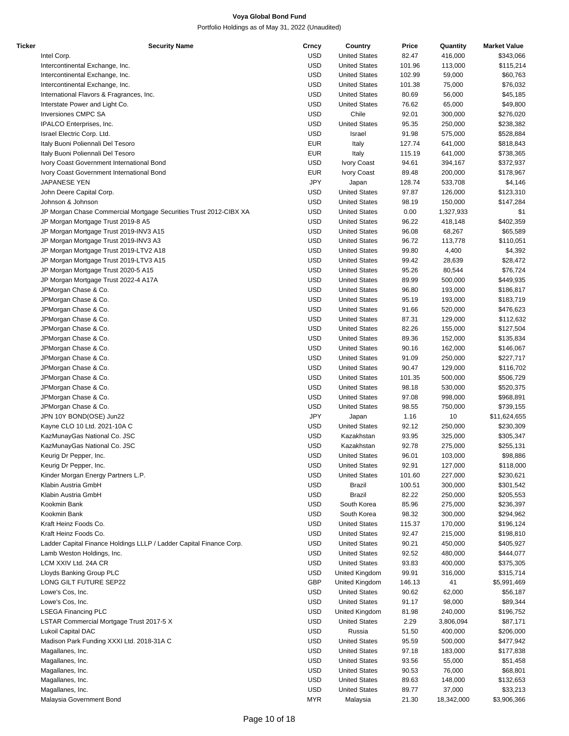# Voya Global Bond Fund

Portfolio Holdings as of May 31, 2022 (Unaudited)

| Ticker | Security Name | Crncy | Country | Price | Quantity | Market Value |
|---|---|---|---|---|---|---|
| | Intel Corp. | USD | United States | 82.47 | 416,000 | $343,066 |
| | Intercontinental Exchange, Inc. | USD | United States | 101.96 | 113,000 | $115,214 |
| | Intercontinental Exchange, Inc. | USD | United States | 102.99 | 59,000 | $60,763 |
| | Intercontinental Exchange, Inc. | USD | United States | 101.38 | 75,000 | $76,032 |
| | International Flavors & Fragrances, Inc. | USD | United States | 80.69 | 56,000 | $45,185 |
| | Interstate Power and Light Co. | USD | United States | 76.62 | 65,000 | $49,800 |
| | Inversiones CMPC SA | USD | Chile | 92.01 | 300,000 | $276,020 |
| | IPALCO Enterprises, Inc. | USD | United States | 95.35 | 250,000 | $238,382 |
| | Israel Electric Corp. Ltd. | USD | Israel | 91.98 | 575,000 | $528,884 |
| | Italy Buoni Poliennali Del Tesoro | EUR | Italy | 127.74 | 641,000 | $818,843 |
| | Italy Buoni Poliennali Del Tesoro | EUR | Italy | 115.19 | 641,000 | $738,365 |
| | Ivory Coast Government International Bond | USD | Ivory Coast | 94.61 | 394,167 | $372,937 |
| | Ivory Coast Government International Bond | EUR | Ivory Coast | 89.48 | 200,000 | $178,967 |
| | JAPANESE YEN | JPY | Japan | 128.74 | 533,708 | $4,146 |
| | John Deere Capital Corp. | USD | United States | 97.87 | 126,000 | $123,310 |
| | Johnson & Johnson | USD | United States | 98.19 | 150,000 | $147,284 |
| | JP Morgan Chase Commercial Mortgage Securities Trust 2012-CIBX XA | USD | United States | 0.00 | 1,327,933 | $1 |
| | JP Morgan Mortgage Trust 2019-8 A5 | USD | United States | 96.22 | 418,148 | $402,359 |
| | JP Morgan Mortgage Trust 2019-INV3 A15 | USD | United States | 96.08 | 68,267 | $65,589 |
| | JP Morgan Mortgage Trust 2019-INV3 A3 | USD | United States | 96.72 | 113,778 | $110,051 |
| | JP Morgan Mortgage Trust 2019-LTV2 A18 | USD | United States | 99.80 | 4,400 | $4,392 |
| | JP Morgan Mortgage Trust 2019-LTV3 A15 | USD | United States | 99.42 | 28,639 | $28,472 |
| | JP Morgan Mortgage Trust 2020-5 A15 | USD | United States | 95.26 | 80,544 | $76,724 |
| | JP Morgan Mortgage Trust 2022-4 A17A | USD | United States | 89.99 | 500,000 | $449,935 |
| | JPMorgan Chase & Co. | USD | United States | 96.80 | 193,000 | $186,817 |
| | JPMorgan Chase & Co. | USD | United States | 95.19 | 193,000 | $183,719 |
| | JPMorgan Chase & Co. | USD | United States | 91.66 | 520,000 | $476,623 |
| | JPMorgan Chase & Co. | USD | United States | 87.31 | 129,000 | $112,632 |
| | JPMorgan Chase & Co. | USD | United States | 82.26 | 155,000 | $127,504 |
| | JPMorgan Chase & Co. | USD | United States | 89.36 | 152,000 | $135,834 |
| | JPMorgan Chase & Co. | USD | United States | 90.16 | 162,000 | $146,067 |
| | JPMorgan Chase & Co. | USD | United States | 91.09 | 250,000 | $227,717 |
| | JPMorgan Chase & Co. | USD | United States | 90.47 | 129,000 | $116,702 |
| | JPMorgan Chase & Co. | USD | United States | 101.35 | 500,000 | $506,729 |
| | JPMorgan Chase & Co. | USD | United States | 98.18 | 530,000 | $520,375 |
| | JPMorgan Chase & Co. | USD | United States | 97.08 | 998,000 | $968,891 |
| | JPMorgan Chase & Co. | USD | United States | 98.55 | 750,000 | $739,155 |
| | JPN 10Y BOND(OSE) Jun22 | JPY | Japan | 1.16 | 10 | $11,624,655 |
| | Kayne CLO 10 Ltd. 2021-10A C | USD | United States | 92.12 | 250,000 | $230,309 |
| | KazMunayGas National Co. JSC | USD | Kazakhstan | 93.95 | 325,000 | $305,347 |
| | KazMunayGas National Co. JSC | USD | Kazakhstan | 92.78 | 275,000 | $255,131 |
| | Keurig Dr Pepper, Inc. | USD | United States | 96.01 | 103,000 | $98,886 |
| | Keurig Dr Pepper, Inc. | USD | United States | 92.91 | 127,000 | $118,000 |
| | Kinder Morgan Energy Partners L.P. | USD | United States | 101.60 | 227,000 | $230,621 |
| | Klabin Austria GmbH | USD | Brazil | 100.51 | 300,000 | $301,542 |
| | Klabin Austria GmbH | USD | Brazil | 82.22 | 250,000 | $205,553 |
| | Kookmin Bank | USD | South Korea | 85.96 | 275,000 | $236,397 |
| | Kookmin Bank | USD | South Korea | 98.32 | 300,000 | $294,962 |
| | Kraft Heinz Foods Co. | USD | United States | 115.37 | 170,000 | $196,124 |
| | Kraft Heinz Foods Co. | USD | United States | 92.47 | 215,000 | $198,810 |
| | Ladder Capital Finance Holdings LLLP / Ladder Capital Finance Corp. | USD | United States | 90.21 | 450,000 | $405,927 |
| | Lamb Weston Holdings, Inc. | USD | United States | 92.52 | 480,000 | $444,077 |
| | LCM XXIV Ltd. 24A CR | USD | United States | 93.83 | 400,000 | $375,305 |
| | Lloyds Banking Group PLC | USD | United Kingdom | 99.91 | 316,000 | $315,714 |
| | LONG GILT FUTURE SEP22 | GBP | United Kingdom | 146.13 | 41 | $5,991,469 |
| | Lowe's Cos, Inc. | USD | United States | 90.62 | 62,000 | $56,187 |
| | Lowe's Cos, Inc. | USD | United States | 91.17 | 98,000 | $89,344 |
| | LSEGA Financing PLC | USD | United Kingdom | 81.98 | 240,000 | $196,752 |
| | LSTAR Commercial Mortgage Trust 2017-5 X | USD | United States | 2.29 | 3,806,094 | $87,171 |
| | Lukoil Capital DAC | USD | Russia | 51.50 | 400,000 | $206,000 |
| | Madison Park Funding XXXI Ltd. 2018-31A C | USD | United States | 95.59 | 500,000 | $477,942 |
| | Magallanes, Inc. | USD | United States | 97.18 | 183,000 | $177,838 |
| | Magallanes, Inc. | USD | United States | 93.56 | 55,000 | $51,458 |
| | Magallanes, Inc. | USD | United States | 90.53 | 76,000 | $68,801 |
| | Magallanes, Inc. | USD | United States | 89.63 | 148,000 | $132,653 |
| | Magallanes, Inc. | USD | United States | 89.77 | 37,000 | $33,213 |
| | Malaysia Government Bond | MYR | Malaysia | 21.30 | 18,342,000 | $3,906,366 |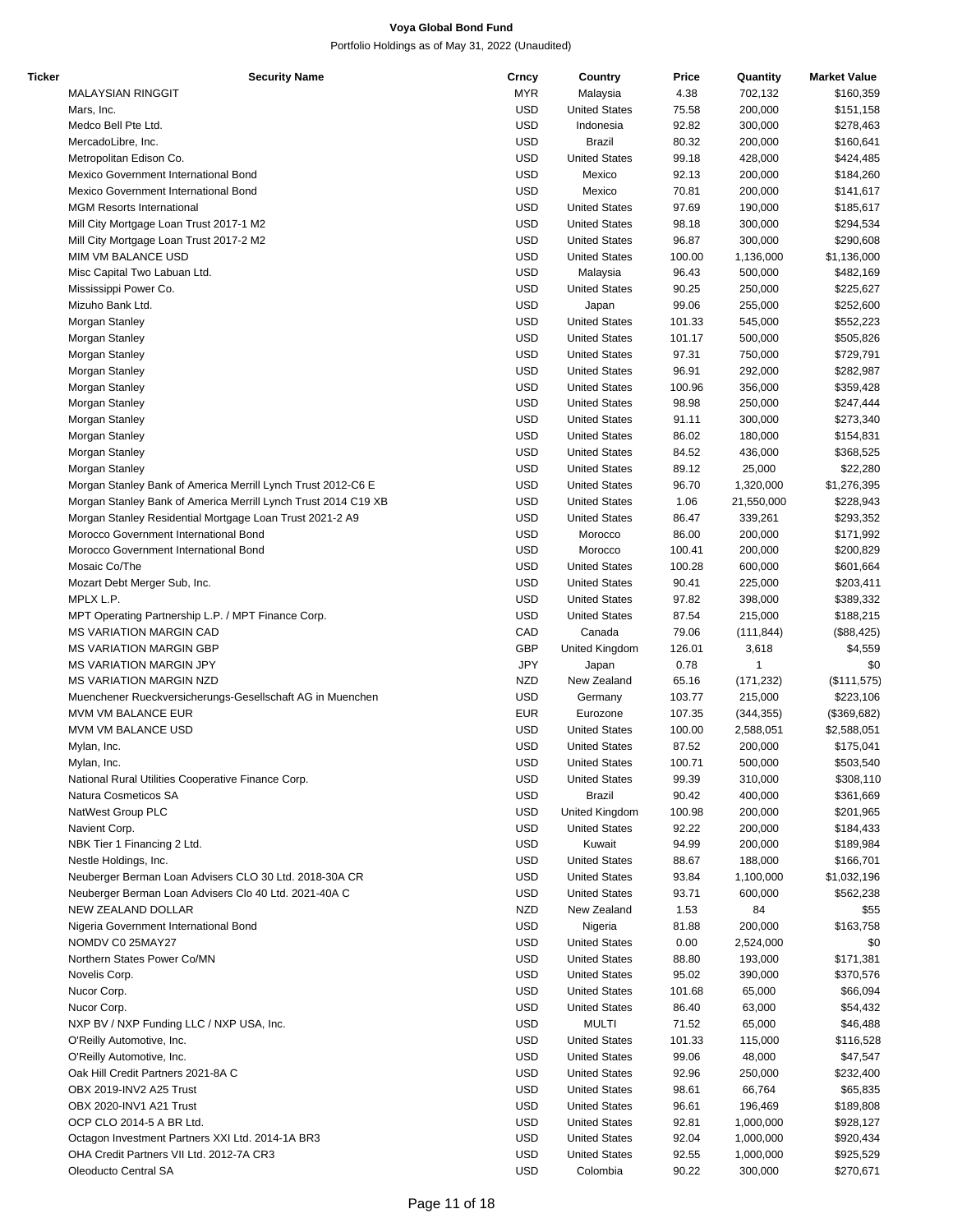# Voya Global Bond Fund

Portfolio Holdings as of May 31, 2022 (Unaudited)

| Ticker | Security Name | Crncy | Country | Price | Quantity | Market Value |
|---|---|---|---|---|---|---|
| | MALAYSIAN RINGGIT | MYR | Malaysia | 4.38 | 702,132 | $160,359 |
| | Mars, Inc. | USD | United States | 75.58 | 200,000 | $151,158 |
| | Medco Bell Pte Ltd. | USD | Indonesia | 92.82 | 300,000 | $278,463 |
| | MercadoLibre, Inc. | USD | Brazil | 80.32 | 200,000 | $160,641 |
| | Metropolitan Edison Co. | USD | United States | 99.18 | 428,000 | $424,485 |
| | Mexico Government International Bond | USD | Mexico | 92.13 | 200,000 | $184,260 |
| | Mexico Government International Bond | USD | Mexico | 70.81 | 200,000 | $141,617 |
| | MGM Resorts International | USD | United States | 97.69 | 190,000 | $185,617 |
| | Mill City Mortgage Loan Trust 2017-1 M2 | USD | United States | 98.18 | 300,000 | $294,534 |
| | Mill City Mortgage Loan Trust 2017-2 M2 | USD | United States | 96.87 | 300,000 | $290,608 |
| | MIM VM BALANCE USD | USD | United States | 100.00 | 1,136,000 | $1,136,000 |
| | Misc Capital Two Labuan Ltd. | USD | Malaysia | 96.43 | 500,000 | $482,169 |
| | Mississippi Power Co. | USD | United States | 90.25 | 250,000 | $225,627 |
| | Mizuho Bank Ltd. | USD | Japan | 99.06 | 255,000 | $252,600 |
| | Morgan Stanley | USD | United States | 101.33 | 545,000 | $552,223 |
| | Morgan Stanley | USD | United States | 101.17 | 500,000 | $505,826 |
| | Morgan Stanley | USD | United States | 97.31 | 750,000 | $729,791 |
| | Morgan Stanley | USD | United States | 96.91 | 292,000 | $282,987 |
| | Morgan Stanley | USD | United States | 100.96 | 356,000 | $359,428 |
| | Morgan Stanley | USD | United States | 98.98 | 250,000 | $247,444 |
| | Morgan Stanley | USD | United States | 91.11 | 300,000 | $273,340 |
| | Morgan Stanley | USD | United States | 86.02 | 180,000 | $154,831 |
| | Morgan Stanley | USD | United States | 84.52 | 436,000 | $368,525 |
| | Morgan Stanley | USD | United States | 89.12 | 25,000 | $22,280 |
| | Morgan Stanley Bank of America Merrill Lynch Trust 2012-C6 E | USD | United States | 96.70 | 1,320,000 | $1,276,395 |
| | Morgan Stanley Bank of America Merrill Lynch Trust 2014 C19 XB | USD | United States | 1.06 | 21,550,000 | $228,943 |
| | Morgan Stanley Residential Mortgage Loan Trust 2021-2 A9 | USD | United States | 86.47 | 339,261 | $293,352 |
| | Morocco Government International Bond | USD | Morocco | 86.00 | 200,000 | $171,992 |
| | Morocco Government International Bond | USD | Morocco | 100.41 | 200,000 | $200,829 |
| | Mosaic Co/The | USD | United States | 100.28 | 600,000 | $601,664 |
| | Mozart Debt Merger Sub, Inc. | USD | United States | 90.41 | 225,000 | $203,411 |
| | MPLX L.P. | USD | United States | 97.82 | 398,000 | $389,332 |
| | MPT Operating Partnership L.P. / MPT Finance Corp. | USD | United States | 87.54 | 215,000 | $188,215 |
| | MS VARIATION MARGIN CAD | CAD | Canada | 79.06 | (111,844) | ($88,425) |
| | MS VARIATION MARGIN GBP | GBP | United Kingdom | 126.01 | 3,618 | $4,559 |
| | MS VARIATION MARGIN JPY | JPY | Japan | 0.78 | 1 | $0 |
| | MS VARIATION MARGIN NZD | NZD | New Zealand | 65.16 | (171,232) | ($111,575) |
| | Muenchener Rueckversicherungs-Gesellschaft AG in Muenchen | USD | Germany | 103.77 | 215,000 | $223,106 |
| | MVM VM BALANCE EUR | EUR | Eurozone | 107.35 | (344,355) | ($369,682) |
| | MVM VM BALANCE USD | USD | United States | 100.00 | 2,588,051 | $2,588,051 |
| | Mylan, Inc. | USD | United States | 87.52 | 200,000 | $175,041 |
| | Mylan, Inc. | USD | United States | 100.71 | 500,000 | $503,540 |
| | National Rural Utilities Cooperative Finance Corp. | USD | United States | 99.39 | 310,000 | $308,110 |
| | Natura Cosmeticos SA | USD | Brazil | 90.42 | 400,000 | $361,669 |
| | NatWest Group PLC | USD | United Kingdom | 100.98 | 200,000 | $201,965 |
| | Navient Corp. | USD | United States | 92.22 | 200,000 | $184,433 |
| | NBK Tier 1 Financing 2 Ltd. | USD | Kuwait | 94.99 | 200,000 | $189,984 |
| | Nestle Holdings, Inc. | USD | United States | 88.67 | 188,000 | $166,701 |
| | Neuberger Berman Loan Advisers CLO 30 Ltd. 2018-30A CR | USD | United States | 93.84 | 1,100,000 | $1,032,196 |
| | Neuberger Berman Loan Advisers Clo 40 Ltd. 2021-40A C | USD | United States | 93.71 | 600,000 | $562,238 |
| | NEW ZEALAND DOLLAR | NZD | New Zealand | 1.53 | 84 | $55 |
| | Nigeria Government International Bond | USD | Nigeria | 81.88 | 200,000 | $163,758 |
| | NOMDV C0 25MAY27 | USD | United States | 0.00 | 2,524,000 | $0 |
| | Northern States Power Co/MN | USD | United States | 88.80 | 193,000 | $171,381 |
| | Novelis Corp. | USD | United States | 95.02 | 390,000 | $370,576 |
| | Nucor Corp. | USD | United States | 101.68 | 65,000 | $66,094 |
| | Nucor Corp. | USD | United States | 86.40 | 63,000 | $54,432 |
| | NXP BV / NXP Funding LLC / NXP USA, Inc. | USD | MULTI | 71.52 | 65,000 | $46,488 |
| | O'Reilly Automotive, Inc. | USD | United States | 101.33 | 115,000 | $116,528 |
| | O'Reilly Automotive, Inc. | USD | United States | 99.06 | 48,000 | $47,547 |
| | Oak Hill Credit Partners 2021-8A C | USD | United States | 92.96 | 250,000 | $232,400 |
| | OBX 2019-INV2 A25 Trust | USD | United States | 98.61 | 66,764 | $65,835 |
| | OBX 2020-INV1 A21 Trust | USD | United States | 96.61 | 196,469 | $189,808 |
| | OCP CLO 2014-5 A BR Ltd. | USD | United States | 92.81 | 1,000,000 | $928,127 |
| | Octagon Investment Partners XXI Ltd. 2014-1A BR3 | USD | United States | 92.04 | 1,000,000 | $920,434 |
| | OHA Credit Partners VII Ltd. 2012-7A CR3 | USD | United States | 92.55 | 1,000,000 | $925,529 |
| | Oleoducto Central SA | USD | Colombia | 90.22 | 300,000 | $270,671 |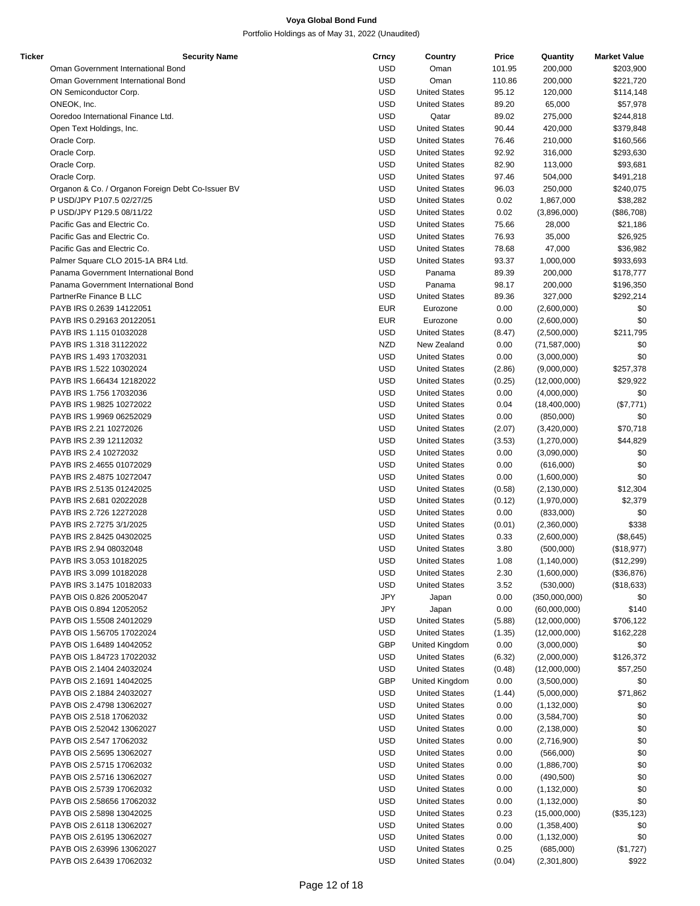**Voya Global Bond Fund**

Portfolio Holdings as of May 31, 2022 (Unaudited)

| Ticker | Security Name | Crncy | Country | Price | Quantity | Market Value |
|---|---|---|---|---|---|---|
| | Oman Government International Bond | USD | Oman | 101.95 | 200,000 | $203,900 |
| | Oman Government International Bond | USD | Oman | 110.86 | 200,000 | $221,720 |
| | ON Semiconductor Corp. | USD | United States | 95.12 | 120,000 | $114,148 |
| | ONEOK, Inc. | USD | United States | 89.20 | 65,000 | $57,978 |
| | Ooredoo International Finance Ltd. | USD | Qatar | 89.02 | 275,000 | $244,818 |
| | Open Text Holdings, Inc. | USD | United States | 90.44 | 420,000 | $379,848 |
| | Oracle Corp. | USD | United States | 76.46 | 210,000 | $160,566 |
| | Oracle Corp. | USD | United States | 92.92 | 316,000 | $293,630 |
| | Oracle Corp. | USD | United States | 82.90 | 113,000 | $93,681 |
| | Oracle Corp. | USD | United States | 97.46 | 504,000 | $491,218 |
| | Organon & Co. / Organon Foreign Debt Co-Issuer BV | USD | United States | 96.03 | 250,000 | $240,075 |
| | P USD/JPY P107.5 02/27/25 | USD | United States | 0.02 | 1,867,000 | $38,282 |
| | P USD/JPY P129.5 08/11/22 | USD | United States | 0.02 | (3,896,000) | ($86,708) |
| | Pacific Gas and Electric Co. | USD | United States | 75.66 | 28,000 | $21,186 |
| | Pacific Gas and Electric Co. | USD | United States | 76.93 | 35,000 | $26,925 |
| | Pacific Gas and Electric Co. | USD | United States | 78.68 | 47,000 | $36,982 |
| | Palmer Square CLO 2015-1A BR4 Ltd. | USD | United States | 93.37 | 1,000,000 | $933,693 |
| | Panama Government International Bond | USD | Panama | 89.39 | 200,000 | $178,777 |
| | Panama Government International Bond | USD | Panama | 98.17 | 200,000 | $196,350 |
| | PartnerRe Finance B LLC | USD | United States | 89.36 | 327,000 | $292,214 |
| | PAYB IRS 0.2639 14122051 | EUR | Eurozone | 0.00 | (2,600,000) | $0 |
| | PAYB IRS 0.29163 20122051 | EUR | Eurozone | 0.00 | (2,600,000) | $0 |
| | PAYB IRS 1.115 01032028 | USD | United States | (8.47) | (2,500,000) | $211,795 |
| | PAYB IRS 1.318 31122022 | NZD | New Zealand | 0.00 | (71,587,000) | $0 |
| | PAYB IRS 1.493 17032031 | USD | United States | 0.00 | (3,000,000) | $0 |
| | PAYB IRS 1.522 10302024 | USD | United States | (2.86) | (9,000,000) | $257,378 |
| | PAYB IRS 1.66434 12182022 | USD | United States | (0.25) | (12,000,000) | $29,922 |
| | PAYB IRS 1.756 17032036 | USD | United States | 0.00 | (4,000,000) | $0 |
| | PAYB IRS 1.9825 10272022 | USD | United States | 0.04 | (18,400,000) | ($7,771) |
| | PAYB IRS 1.9969 06252029 | USD | United States | 0.00 | (850,000) | $0 |
| | PAYB IRS 2.21 10272026 | USD | United States | (2.07) | (3,420,000) | $70,718 |
| | PAYB IRS 2.39 12112032 | USD | United States | (3.53) | (1,270,000) | $44,829 |
| | PAYB IRS 2.4 10272032 | USD | United States | 0.00 | (3,090,000) | $0 |
| | PAYB IRS 2.4655 01072029 | USD | United States | 0.00 | (616,000) | $0 |
| | PAYB IRS 2.4875 10272047 | USD | United States | 0.00 | (1,600,000) | $0 |
| | PAYB IRS 2.5135 01242025 | USD | United States | (0.58) | (2,130,000) | $12,304 |
| | PAYB IRS 2.681 02022028 | USD | United States | (0.12) | (1,970,000) | $2,379 |
| | PAYB IRS 2.726 12272028 | USD | United States | 0.00 | (833,000) | $0 |
| | PAYB IRS 2.7275 3/1/2025 | USD | United States | (0.01) | (2,360,000) | $338 |
| | PAYB IRS 2.8425 04302025 | USD | United States | 0.33 | (2,600,000) | ($8,645) |
| | PAYB IRS 2.94 08032048 | USD | United States | 3.80 | (500,000) | ($18,977) |
| | PAYB IRS 3.053 10182025 | USD | United States | 1.08 | (1,140,000) | ($12,299) |
| | PAYB IRS 3.099 10182028 | USD | United States | 2.30 | (1,600,000) | ($36,876) |
| | PAYB IRS 3.1475 10182033 | USD | United States | 3.52 | (530,000) | ($18,633) |
| | PAYB OIS 0.826 20052047 | JPY | Japan | 0.00 | (350,000,000) | $0 |
| | PAYB OIS 0.894 12052052 | JPY | Japan | 0.00 | (60,000,000) | $140 |
| | PAYB OIS 1.5508 24012029 | USD | United States | (5.88) | (12,000,000) | $706,122 |
| | PAYB OIS 1.56705 17022024 | USD | United States | (1.35) | (12,000,000) | $162,228 |
| | PAYB OIS 1.6489 14042052 | GBP | United Kingdom | 0.00 | (3,000,000) | $0 |
| | PAYB OIS 1.84723 17022032 | USD | United States | (6.32) | (2,000,000) | $126,372 |
| | PAYB OIS 2.1404 24032024 | USD | United States | (0.48) | (12,000,000) | $57,250 |
| | PAYB OIS 2.1691 14042025 | GBP | United Kingdom | 0.00 | (3,500,000) | $0 |
| | PAYB OIS 2.1884 24032027 | USD | United States | (1.44) | (5,000,000) | $71,862 |
| | PAYB OIS 2.4798 13062027 | USD | United States | 0.00 | (1,132,000) | $0 |
| | PAYB OIS 2.518 17062032 | USD | United States | 0.00 | (3,584,700) | $0 |
| | PAYB OIS 2.52042 13062027 | USD | United States | 0.00 | (2,138,000) | $0 |
| | PAYB OIS 2.547 17062032 | USD | United States | 0.00 | (2,716,900) | $0 |
| | PAYB OIS 2.5695 13062027 | USD | United States | 0.00 | (566,000) | $0 |
| | PAYB OIS 2.5715 17062032 | USD | United States | 0.00 | (1,886,700) | $0 |
| | PAYB OIS 2.5716 13062027 | USD | United States | 0.00 | (490,500) | $0 |
| | PAYB OIS 2.5739 17062032 | USD | United States | 0.00 | (1,132,000) | $0 |
| | PAYB OIS 2.58656 17062032 | USD | United States | 0.00 | (1,132,000) | $0 |
| | PAYB OIS 2.5898 13042025 | USD | United States | 0.23 | (15,000,000) | ($35,123) |
| | PAYB OIS 2.6118 13062027 | USD | United States | 0.00 | (1,358,400) | $0 |
| | PAYB OIS 2.6195 13062027 | USD | United States | 0.00 | (1,132,000) | $0 |
| | PAYB OIS 2.63996 13062027 | USD | United States | 0.25 | (685,000) | ($1,727) |
| | PAYB OIS 2.6439 17062032 | USD | United States | (0.04) | (2,301,800) | $922 |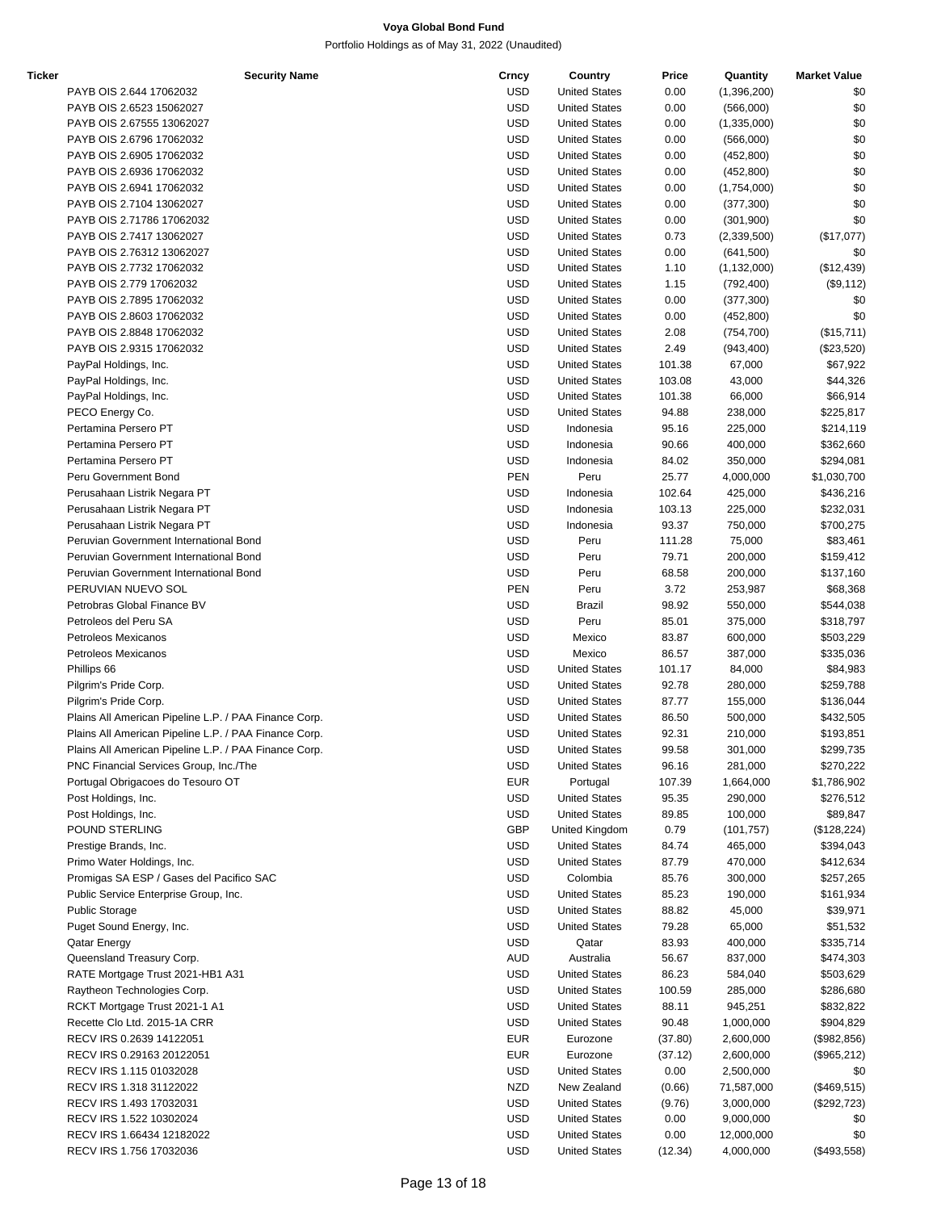# Voya Global Bond Fund

Portfolio Holdings as of May 31, 2022 (Unaudited)

| Ticker | Security Name | Crncy | Country | Price | Quantity | Market Value |
|---|---|---|---|---|---|---|
| | PAYB OIS 2.644 17062032 | USD | United States | 0.00 | (1,396,200) | $0 |
| | PAYB OIS 2.6523 15062027 | USD | United States | 0.00 | (566,000) | $0 |
| | PAYB OIS 2.67555 13062027 | USD | United States | 0.00 | (1,335,000) | $0 |
| | PAYB OIS 2.6796 17062032 | USD | United States | 0.00 | (566,000) | $0 |
| | PAYB OIS 2.6905 17062032 | USD | United States | 0.00 | (452,800) | $0 |
| | PAYB OIS 2.6936 17062032 | USD | United States | 0.00 | (452,800) | $0 |
| | PAYB OIS 2.6941 17062032 | USD | United States | 0.00 | (1,754,000) | $0 |
| | PAYB OIS 2.7104 13062027 | USD | United States | 0.00 | (377,300) | $0 |
| | PAYB OIS 2.71786 17062032 | USD | United States | 0.00 | (301,900) | $0 |
| | PAYB OIS 2.7417 13062027 | USD | United States | 0.73 | (2,339,500) | ($17,077) |
| | PAYB OIS 2.76312 13062027 | USD | United States | 0.00 | (641,500) | $0 |
| | PAYB OIS 2.7732 17062032 | USD | United States | 1.10 | (1,132,000) | ($12,439) |
| | PAYB OIS 2.779 17062032 | USD | United States | 1.15 | (792,400) | ($9,112) |
| | PAYB OIS 2.7895 17062032 | USD | United States | 0.00 | (377,300) | $0 |
| | PAYB OIS 2.8603 17062032 | USD | United States | 0.00 | (452,800) | $0 |
| | PAYB OIS 2.8848 17062032 | USD | United States | 2.08 | (754,700) | ($15,711) |
| | PAYB OIS 2.9315 17062032 | USD | United States | 2.49 | (943,400) | ($23,520) |
| | PayPal Holdings, Inc. | USD | United States | 101.38 | 67,000 | $67,922 |
| | PayPal Holdings, Inc. | USD | United States | 103.08 | 43,000 | $44,326 |
| | PayPal Holdings, Inc. | USD | United States | 101.38 | 66,000 | $66,914 |
| | PECO Energy Co. | USD | United States | 94.88 | 238,000 | $225,817 |
| | Pertamina Persero PT | USD | Indonesia | 95.16 | 225,000 | $214,119 |
| | Pertamina Persero PT | USD | Indonesia | 90.66 | 400,000 | $362,660 |
| | Pertamina Persero PT | USD | Indonesia | 84.02 | 350,000 | $294,081 |
| | Peru Government Bond | PEN | Peru | 25.77 | 4,000,000 | $1,030,700 |
| | Perusahaan Listrik Negara PT | USD | Indonesia | 102.64 | 425,000 | $436,216 |
| | Perusahaan Listrik Negara PT | USD | Indonesia | 103.13 | 225,000 | $232,031 |
| | Perusahaan Listrik Negara PT | USD | Indonesia | 93.37 | 750,000 | $700,275 |
| | Peruvian Government International Bond | USD | Peru | 111.28 | 75,000 | $83,461 |
| | Peruvian Government International Bond | USD | Peru | 79.71 | 200,000 | $159,412 |
| | Peruvian Government International Bond | USD | Peru | 68.58 | 200,000 | $137,160 |
| | PERUVIAN NUEVO SOL | PEN | Peru | 3.72 | 253,987 | $68,368 |
| | Petrobras Global Finance BV | USD | Brazil | 98.92 | 550,000 | $544,038 |
| | Petroleos del Peru SA | USD | Peru | 85.01 | 375,000 | $318,797 |
| | Petroleos Mexicanos | USD | Mexico | 83.87 | 600,000 | $503,229 |
| | Petroleos Mexicanos | USD | Mexico | 86.57 | 387,000 | $335,036 |
| | Phillips 66 | USD | United States | 101.17 | 84,000 | $84,983 |
| | Pilgrim's Pride Corp. | USD | United States | 92.78 | 280,000 | $259,788 |
| | Pilgrim's Pride Corp. | USD | United States | 87.77 | 155,000 | $136,044 |
| | Plains All American Pipeline L.P. / PAA Finance Corp. | USD | United States | 86.50 | 500,000 | $432,505 |
| | Plains All American Pipeline L.P. / PAA Finance Corp. | USD | United States | 92.31 | 210,000 | $193,851 |
| | Plains All American Pipeline L.P. / PAA Finance Corp. | USD | United States | 99.58 | 301,000 | $299,735 |
| | PNC Financial Services Group, Inc./The | USD | United States | 96.16 | 281,000 | $270,222 |
| | Portugal Obrigacoes do Tesouro OT | EUR | Portugal | 107.39 | 1,664,000 | $1,786,902 |
| | Post Holdings, Inc. | USD | United States | 95.35 | 290,000 | $276,512 |
| | Post Holdings, Inc. | USD | United States | 89.85 | 100,000 | $89,847 |
| | POUND STERLING | GBP | United Kingdom | 0.79 | (101,757) | ($128,224) |
| | Prestige Brands, Inc. | USD | United States | 84.74 | 465,000 | $394,043 |
| | Primo Water Holdings, Inc. | USD | United States | 87.79 | 470,000 | $412,634 |
| | Promigas SA ESP / Gases del Pacifico SAC | USD | Colombia | 85.76 | 300,000 | $257,265 |
| | Public Service Enterprise Group, Inc. | USD | United States | 85.23 | 190,000 | $161,934 |
| | Public Storage | USD | United States | 88.82 | 45,000 | $39,971 |
| | Puget Sound Energy, Inc. | USD | United States | 79.28 | 65,000 | $51,532 |
| | Qatar Energy | USD | Qatar | 83.93 | 400,000 | $335,714 |
| | Queensland Treasury Corp. | AUD | Australia | 56.67 | 837,000 | $474,303 |
| | RATE Mortgage Trust 2021-HB1 A31 | USD | United States | 86.23 | 584,040 | $503,629 |
| | Raytheon Technologies Corp. | USD | United States | 100.59 | 285,000 | $286,680 |
| | RCKT Mortgage Trust 2021-1 A1 | USD | United States | 88.11 | 945,251 | $832,822 |
| | Recette Clo Ltd. 2015-1A CRR | USD | United States | 90.48 | 1,000,000 | $904,829 |
| | RECV IRS 0.2639 14122051 | EUR | Eurozone | (37.80) | 2,600,000 | ($982,856) |
| | RECV IRS 0.29163 20122051 | EUR | Eurozone | (37.12) | 2,600,000 | ($965,212) |
| | RECV IRS 1.115 01032028 | USD | United States | 0.00 | 2,500,000 | $0 |
| | RECV IRS 1.318 31122022 | NZD | New Zealand | (0.66) | 71,587,000 | ($469,515) |
| | RECV IRS 1.493 17032031 | USD | United States | (9.76) | 3,000,000 | ($292,723) |
| | RECV IRS 1.522 10302024 | USD | United States | 0.00 | 9,000,000 | $0 |
| | RECV IRS 1.66434 12182022 | USD | United States | 0.00 | 12,000,000 | $0 |
| | RECV IRS 1.756 17032036 | USD | United States | (12.34) | 4,000,000 | ($493,558) |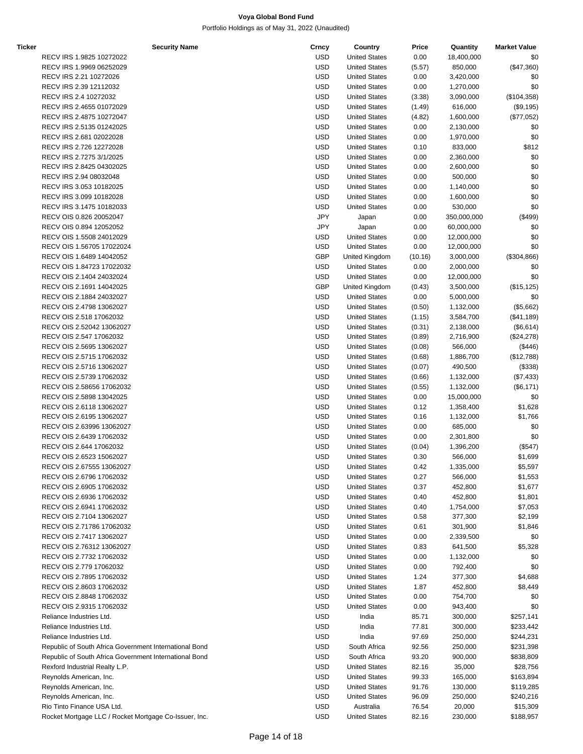**Voya Global Bond Fund**

Portfolio Holdings as of May 31, 2022 (Unaudited)

| Ticker | Security Name | Crncy | Country | Price | Quantity | Market Value |
|---|---|---|---|---|---|---|
| | RECV IRS 1.9825 10272022 | USD | United States | 0.00 | 18,400,000 | $0 |
| | RECV IRS 1.9969 06252029 | USD | United States | (5.57) | 850,000 | ($47,360) |
| | RECV IRS 2.21 10272026 | USD | United States | 0.00 | 3,420,000 | $0 |
| | RECV IRS 2.39 12112032 | USD | United States | 0.00 | 1,270,000 | $0 |
| | RECV IRS 2.4 10272032 | USD | United States | (3.38) | 3,090,000 | ($104,358) |
| | RECV IRS 2.4655 01072029 | USD | United States | (1.49) | 616,000 | ($9,195) |
| | RECV IRS 2.4875 10272047 | USD | United States | (4.82) | 1,600,000 | ($77,052) |
| | RECV IRS 2.5135 01242025 | USD | United States | 0.00 | 2,130,000 | $0 |
| | RECV IRS 2.681 02022028 | USD | United States | 0.00 | 1,970,000 | $0 |
| | RECV IRS 2.726 12272028 | USD | United States | 0.10 | 833,000 | $812 |
| | RECV IRS 2.7275 3/1/2025 | USD | United States | 0.00 | 2,360,000 | $0 |
| | RECV IRS 2.8425 04302025 | USD | United States | 0.00 | 2,600,000 | $0 |
| | RECV IRS 2.94 08032048 | USD | United States | 0.00 | 500,000 | $0 |
| | RECV IRS 3.053 10182025 | USD | United States | 0.00 | 1,140,000 | $0 |
| | RECV IRS 3.099 10182028 | USD | United States | 0.00 | 1,600,000 | $0 |
| | RECV IRS 3.1475 10182033 | USD | United States | 0.00 | 530,000 | $0 |
| | RECV OIS 0.826 20052047 | JPY | Japan | 0.00 | 350,000,000 | ($499) |
| | RECV OIS 0.894 12052052 | JPY | Japan | 0.00 | 60,000,000 | $0 |
| | RECV OIS 1.5508 24012029 | USD | United States | 0.00 | 12,000,000 | $0 |
| | RECV OIS 1.56705 17022024 | USD | United States | 0.00 | 12,000,000 | $0 |
| | RECV OIS 1.6489 14042052 | GBP | United Kingdom | (10.16) | 3,000,000 | ($304,866) |
| | RECV OIS 1.84723 17022032 | USD | United States | 0.00 | 2,000,000 | $0 |
| | RECV OIS 2.1404 24032024 | USD | United States | 0.00 | 12,000,000 | $0 |
| | RECV OIS 2.1691 14042025 | GBP | United Kingdom | (0.43) | 3,500,000 | ($15,125) |
| | RECV OIS 2.1884 24032027 | USD | United States | 0.00 | 5,000,000 | $0 |
| | RECV OIS 2.4798 13062027 | USD | United States | (0.50) | 1,132,000 | ($5,662) |
| | RECV OIS 2.518 17062032 | USD | United States | (1.15) | 3,584,700 | ($41,189) |
| | RECV OIS 2.52042 13062027 | USD | United States | (0.31) | 2,138,000 | ($6,614) |
| | RECV OIS 2.547 17062032 | USD | United States | (0.89) | 2,716,900 | ($24,278) |
| | RECV OIS 2.5695 13062027 | USD | United States | (0.08) | 566,000 | ($446) |
| | RECV OIS 2.5715 17062032 | USD | United States | (0.68) | 1,886,700 | ($12,788) |
| | RECV OIS 2.5716 13062027 | USD | United States | (0.07) | 490,500 | ($338) |
| | RECV OIS 2.5739 17062032 | USD | United States | (0.66) | 1,132,000 | ($7,433) |
| | RECV OIS 2.58656 17062032 | USD | United States | (0.55) | 1,132,000 | ($6,171) |
| | RECV OIS 2.5898 13042025 | USD | United States | 0.00 | 15,000,000 | $0 |
| | RECV OIS 2.6118 13062027 | USD | United States | 0.12 | 1,358,400 | $1,628 |
| | RECV OIS 2.6195 13062027 | USD | United States | 0.16 | 1,132,000 | $1,766 |
| | RECV OIS 2.63996 13062027 | USD | United States | 0.00 | 685,000 | $0 |
| | RECV OIS 2.6439 17062032 | USD | United States | 0.00 | 2,301,800 | $0 |
| | RECV OIS 2.644 17062032 | USD | United States | (0.04) | 1,396,200 | ($547) |
| | RECV OIS 2.6523 15062027 | USD | United States | 0.30 | 566,000 | $1,699 |
| | RECV OIS 2.67555 13062027 | USD | United States | 0.42 | 1,335,000 | $5,597 |
| | RECV OIS 2.6796 17062032 | USD | United States | 0.27 | 566,000 | $1,553 |
| | RECV OIS 2.6905 17062032 | USD | United States | 0.37 | 452,800 | $1,677 |
| | RECV OIS 2.6936 17062032 | USD | United States | 0.40 | 452,800 | $1,801 |
| | RECV OIS 2.6941 17062032 | USD | United States | 0.40 | 1,754,000 | $7,053 |
| | RECV OIS 2.7104 13062027 | USD | United States | 0.58 | 377,300 | $2,199 |
| | RECV OIS 2.71786 17062032 | USD | United States | 0.61 | 301,900 | $1,846 |
| | RECV OIS 2.7417 13062027 | USD | United States | 0.00 | 2,339,500 | $0 |
| | RECV OIS 2.76312 13062027 | USD | United States | 0.83 | 641,500 | $5,328 |
| | RECV OIS 2.7732 17062032 | USD | United States | 0.00 | 1,132,000 | $0 |
| | RECV OIS 2.779 17062032 | USD | United States | 0.00 | 792,400 | $0 |
| | RECV OIS 2.7895 17062032 | USD | United States | 1.24 | 377,300 | $4,688 |
| | RECV OIS 2.8603 17062032 | USD | United States | 1.87 | 452,800 | $8,449 |
| | RECV OIS 2.8848 17062032 | USD | United States | 0.00 | 754,700 | $0 |
| | RECV OIS 2.9315 17062032 | USD | United States | 0.00 | 943,400 | $0 |
| | Reliance Industries Ltd. | USD | India | 85.71 | 300,000 | $257,141 |
| | Reliance Industries Ltd. | USD | India | 77.81 | 300,000 | $233,442 |
| | Reliance Industries Ltd. | USD | India | 97.69 | 250,000 | $244,231 |
| | Republic of South Africa Government International Bond | USD | South Africa | 92.56 | 250,000 | $231,398 |
| | Republic of South Africa Government International Bond | USD | South Africa | 93.20 | 900,000 | $838,809 |
| | Rexford Industrial Realty L.P. | USD | United States | 82.16 | 35,000 | $28,756 |
| | Reynolds American, Inc. | USD | United States | 99.33 | 165,000 | $163,894 |
| | Reynolds American, Inc. | USD | United States | 91.76 | 130,000 | $119,285 |
| | Reynolds American, Inc. | USD | United States | 96.09 | 250,000 | $240,216 |
| | Rio Tinto Finance USA Ltd. | USD | Australia | 76.54 | 20,000 | $15,309 |
| | Rocket Mortgage LLC / Rocket Mortgage Co-Issuer, Inc. | USD | United States | 82.16 | 230,000 | $188,957 |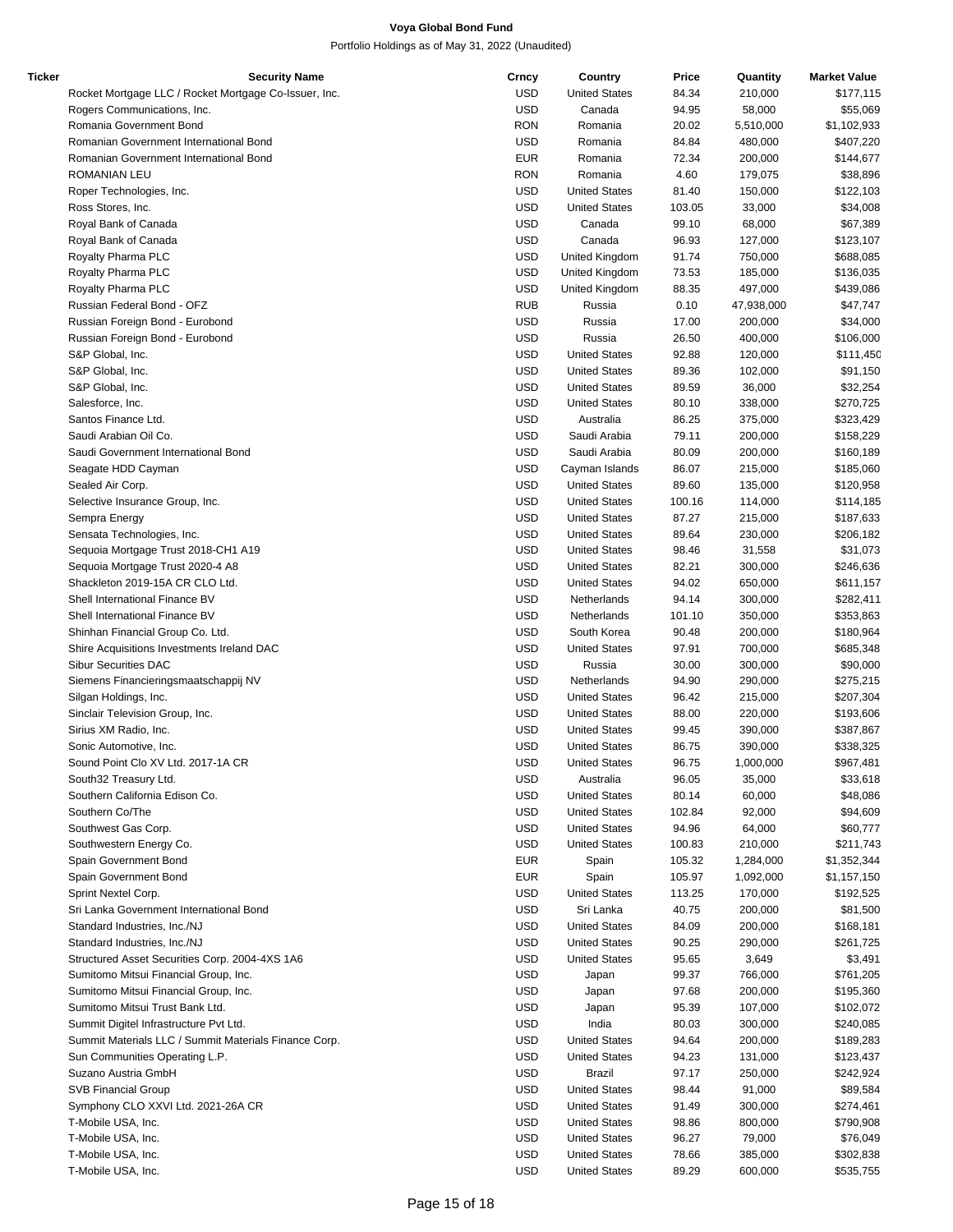# Voya Global Bond Fund

Portfolio Holdings as of May 31, 2022 (Unaudited)

| Ticker | Security Name | Crncy | Country | Price | Quantity | Market Value |
|---|---|---|---|---|---|---|
| | Rocket Mortgage LLC / Rocket Mortgage Co-Issuer, Inc. | USD | United States | 84.34 | 210,000 | $177,115 |
| | Rogers Communications, Inc. | USD | Canada | 94.95 | 58,000 | $55,069 |
| | Romania Government Bond | RON | Romania | 20.02 | 5,510,000 | $1,102,933 |
| | Romanian Government International Bond | USD | Romania | 84.84 | 480,000 | $407,220 |
| | Romanian Government International Bond | EUR | Romania | 72.34 | 200,000 | $144,677 |
| | ROMANIAN LEU | RON | Romania | 4.60 | 179,075 | $38,896 |
| | Roper Technologies, Inc. | USD | United States | 81.40 | 150,000 | $122,103 |
| | Ross Stores, Inc. | USD | United States | 103.05 | 33,000 | $34,008 |
| | Royal Bank of Canada | USD | Canada | 99.10 | 68,000 | $67,389 |
| | Royal Bank of Canada | USD | Canada | 96.93 | 127,000 | $123,107 |
| | Royalty Pharma PLC | USD | United Kingdom | 91.74 | 750,000 | $688,085 |
| | Royalty Pharma PLC | USD | United Kingdom | 73.53 | 185,000 | $136,035 |
| | Royalty Pharma PLC | USD | United Kingdom | 88.35 | 497,000 | $439,086 |
| | Russian Federal Bond - OFZ | RUB | Russia | 0.10 | 47,938,000 | $47,747 |
| | Russian Foreign Bond - Eurobond | USD | Russia | 17.00 | 200,000 | $34,000 |
| | Russian Foreign Bond - Eurobond | USD | Russia | 26.50 | 400,000 | $106,000 |
| | S&P Global, Inc. | USD | United States | 92.88 | 120,000 | $111,450 |
| | S&P Global, Inc. | USD | United States | 89.36 | 102,000 | $91,150 |
| | S&P Global, Inc. | USD | United States | 89.59 | 36,000 | $32,254 |
| | Salesforce, Inc. | USD | United States | 80.10 | 338,000 | $270,725 |
| | Santos Finance Ltd. | USD | Australia | 86.25 | 375,000 | $323,429 |
| | Saudi Arabian Oil Co. | USD | Saudi Arabia | 79.11 | 200,000 | $158,229 |
| | Saudi Government International Bond | USD | Saudi Arabia | 80.09 | 200,000 | $160,189 |
| | Seagate HDD Cayman | USD | Cayman Islands | 86.07 | 215,000 | $185,060 |
| | Sealed Air Corp. | USD | United States | 89.60 | 135,000 | $120,958 |
| | Selective Insurance Group, Inc. | USD | United States | 100.16 | 114,000 | $114,185 |
| | Sempra Energy | USD | United States | 87.27 | 215,000 | $187,633 |
| | Sensata Technologies, Inc. | USD | United States | 89.64 | 230,000 | $206,182 |
| | Sequoia Mortgage Trust 2018-CH1 A19 | USD | United States | 98.46 | 31,558 | $31,073 |
| | Sequoia Mortgage Trust 2020-4 A8 | USD | United States | 82.21 | 300,000 | $246,636 |
| | Shackleton 2019-15A CR CLO Ltd. | USD | United States | 94.02 | 650,000 | $611,157 |
| | Shell International Finance BV | USD | Netherlands | 94.14 | 300,000 | $282,411 |
| | Shell International Finance BV | USD | Netherlands | 101.10 | 350,000 | $353,863 |
| | Shinhan Financial Group Co. Ltd. | USD | South Korea | 90.48 | 200,000 | $180,964 |
| | Shire Acquisitions Investments Ireland DAC | USD | United States | 97.91 | 700,000 | $685,348 |
| | Sibur Securities DAC | USD | Russia | 30.00 | 300,000 | $90,000 |
| | Siemens Financieringsmaatschappij NV | USD | Netherlands | 94.90 | 290,000 | $275,215 |
| | Silgan Holdings, Inc. | USD | United States | 96.42 | 215,000 | $207,304 |
| | Sinclair Television Group, Inc. | USD | United States | 88.00 | 220,000 | $193,606 |
| | Sirius XM Radio, Inc. | USD | United States | 99.45 | 390,000 | $387,867 |
| | Sonic Automotive, Inc. | USD | United States | 86.75 | 390,000 | $338,325 |
| | Sound Point Clo XV Ltd. 2017-1A CR | USD | United States | 96.75 | 1,000,000 | $967,481 |
| | South32 Treasury Ltd. | USD | Australia | 96.05 | 35,000 | $33,618 |
| | Southern California Edison Co. | USD | United States | 80.14 | 60,000 | $48,086 |
| | Southern Co/The | USD | United States | 102.84 | 92,000 | $94,609 |
| | Southwest Gas Corp. | USD | United States | 94.96 | 64,000 | $60,777 |
| | Southwestern Energy Co. | USD | United States | 100.83 | 210,000 | $211,743 |
| | Spain Government Bond | EUR | Spain | 105.32 | 1,284,000 | $1,352,344 |
| | Spain Government Bond | EUR | Spain | 105.97 | 1,092,000 | $1,157,150 |
| | Sprint Nextel Corp. | USD | United States | 113.25 | 170,000 | $192,525 |
| | Sri Lanka Government International Bond | USD | Sri Lanka | 40.75 | 200,000 | $81,500 |
| | Standard Industries, Inc./NJ | USD | United States | 84.09 | 200,000 | $168,181 |
| | Standard Industries, Inc./NJ | USD | United States | 90.25 | 290,000 | $261,725 |
| | Structured Asset Securities Corp. 2004-4XS 1A6 | USD | United States | 95.65 | 3,649 | $3,491 |
| | Sumitomo Mitsui Financial Group, Inc. | USD | Japan | 99.37 | 766,000 | $761,205 |
| | Sumitomo Mitsui Financial Group, Inc. | USD | Japan | 97.68 | 200,000 | $195,360 |
| | Sumitomo Mitsui Trust Bank Ltd. | USD | Japan | 95.39 | 107,000 | $102,072 |
| | Summit Digitel Infrastructure Pvt Ltd. | USD | India | 80.03 | 300,000 | $240,085 |
| | Summit Materials LLC / Summit Materials Finance Corp. | USD | United States | 94.64 | 200,000 | $189,283 |
| | Sun Communities Operating L.P. | USD | United States | 94.23 | 131,000 | $123,437 |
| | Suzano Austria GmbH | USD | Brazil | 97.17 | 250,000 | $242,924 |
| | SVB Financial Group | USD | United States | 98.44 | 91,000 | $89,584 |
| | Symphony CLO XXVI Ltd. 2021-26A CR | USD | United States | 91.49 | 300,000 | $274,461 |
| | T-Mobile USA, Inc. | USD | United States | 98.86 | 800,000 | $790,908 |
| | T-Mobile USA, Inc. | USD | United States | 96.27 | 79,000 | $76,049 |
| | T-Mobile USA, Inc. | USD | United States | 78.66 | 385,000 | $302,838 |
| | T-Mobile USA, Inc. | USD | United States | 89.29 | 600,000 | $535,755 |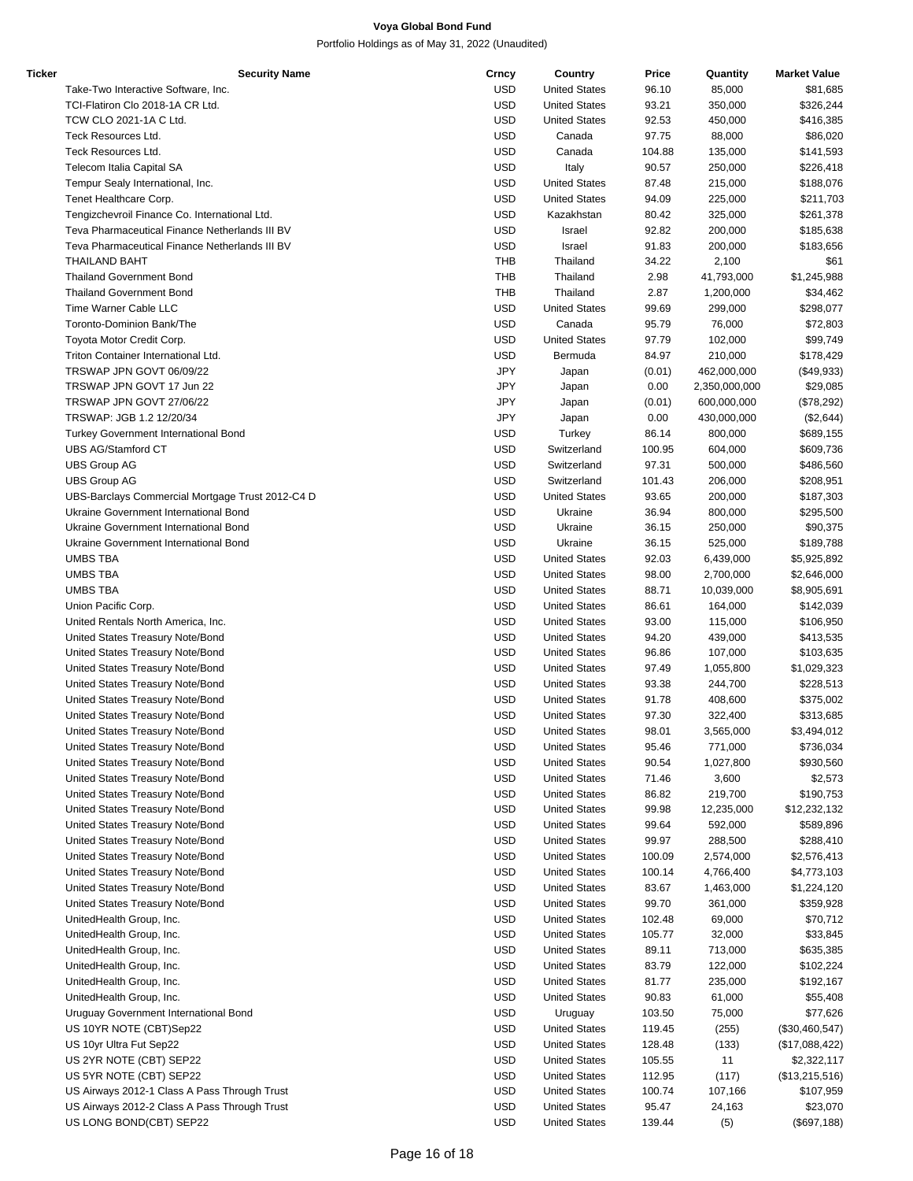# Voya Global Bond Fund

Portfolio Holdings as of May 31, 2022 (Unaudited)

| Ticker | Security Name | Crncy | Country | Price | Quantity | Market Value |
|---|---|---|---|---|---|---|
| | Take-Two Interactive Software, Inc. | USD | United States | 96.10 | 85,000 | $81,685 |
| | TCI-Flatiron Clo 2018-1A CR Ltd. | USD | United States | 93.21 | 350,000 | $326,244 |
| | TCW CLO 2021-1A C Ltd. | USD | United States | 92.53 | 450,000 | $416,385 |
| | Teck Resources Ltd. | USD | Canada | 97.75 | 88,000 | $86,020 |
| | Teck Resources Ltd. | USD | Canada | 104.88 | 135,000 | $141,593 |
| | Telecom Italia Capital SA | USD | Italy | 90.57 | 250,000 | $226,418 |
| | Tempur Sealy International, Inc. | USD | United States | 87.48 | 215,000 | $188,076 |
| | Tenet Healthcare Corp. | USD | United States | 94.09 | 225,000 | $211,703 |
| | Tengizchevroil Finance Co. International Ltd. | USD | Kazakhstan | 80.42 | 325,000 | $261,378 |
| | Teva Pharmaceutical Finance Netherlands III BV | USD | Israel | 92.82 | 200,000 | $185,638 |
| | Teva Pharmaceutical Finance Netherlands III BV | USD | Israel | 91.83 | 200,000 | $183,656 |
| | THAILAND BAHT | THB | Thailand | 34.22 | 2,100 | $61 |
| | Thailand Government Bond | THB | Thailand | 2.98 | 41,793,000 | $1,245,988 |
| | Thailand Government Bond | THB | Thailand | 2.87 | 1,200,000 | $34,462 |
| | Time Warner Cable LLC | USD | United States | 99.69 | 299,000 | $298,077 |
| | Toronto-Dominion Bank/The | USD | Canada | 95.79 | 76,000 | $72,803 |
| | Toyota Motor Credit Corp. | USD | United States | 97.79 | 102,000 | $99,749 |
| | Triton Container International Ltd. | USD | Bermuda | 84.97 | 210,000 | $178,429 |
| | TRSWAP JPN GOVT 06/09/22 | JPY | Japan | (0.01) | 462,000,000 | ($49,933) |
| | TRSWAP JPN GOVT 17 Jun 22 | JPY | Japan | 0.00 | 2,350,000,000 | $29,085 |
| | TRSWAP JPN GOVT 27/06/22 | JPY | Japan | (0.01) | 600,000,000 | ($78,292) |
| | TRSWAP: JGB 1.2 12/20/34 | JPY | Japan | 0.00 | 430,000,000 | ($2,644) |
| | Turkey Government International Bond | USD | Turkey | 86.14 | 800,000 | $689,155 |
| | UBS AG/Stamford CT | USD | Switzerland | 100.95 | 604,000 | $609,736 |
| | UBS Group AG | USD | Switzerland | 97.31 | 500,000 | $486,560 |
| | UBS Group AG | USD | Switzerland | 101.43 | 206,000 | $208,951 |
| | UBS-Barclays Commercial Mortgage Trust 2012-C4 D | USD | United States | 93.65 | 200,000 | $187,303 |
| | Ukraine Government International Bond | USD | Ukraine | 36.94 | 800,000 | $295,500 |
| | Ukraine Government International Bond | USD | Ukraine | 36.15 | 250,000 | $90,375 |
| | Ukraine Government International Bond | USD | Ukraine | 36.15 | 525,000 | $189,788 |
| | UMBS TBA | USD | United States | 92.03 | 6,439,000 | $5,925,892 |
| | UMBS TBA | USD | United States | 98.00 | 2,700,000 | $2,646,000 |
| | UMBS TBA | USD | United States | 88.71 | 10,039,000 | $8,905,691 |
| | Union Pacific Corp. | USD | United States | 86.61 | 164,000 | $142,039 |
| | United Rentals North America, Inc. | USD | United States | 93.00 | 115,000 | $106,950 |
| | United States Treasury Note/Bond | USD | United States | 94.20 | 439,000 | $413,535 |
| | United States Treasury Note/Bond | USD | United States | 96.86 | 107,000 | $103,635 |
| | United States Treasury Note/Bond | USD | United States | 97.49 | 1,055,800 | $1,029,323 |
| | United States Treasury Note/Bond | USD | United States | 93.38 | 244,700 | $228,513 |
| | United States Treasury Note/Bond | USD | United States | 91.78 | 408,600 | $375,002 |
| | United States Treasury Note/Bond | USD | United States | 97.30 | 322,400 | $313,685 |
| | United States Treasury Note/Bond | USD | United States | 98.01 | 3,565,000 | $3,494,012 |
| | United States Treasury Note/Bond | USD | United States | 95.46 | 771,000 | $736,034 |
| | United States Treasury Note/Bond | USD | United States | 90.54 | 1,027,800 | $930,560 |
| | United States Treasury Note/Bond | USD | United States | 71.46 | 3,600 | $2,573 |
| | United States Treasury Note/Bond | USD | United States | 86.82 | 219,700 | $190,753 |
| | United States Treasury Note/Bond | USD | United States | 99.98 | 12,235,000 | $12,232,132 |
| | United States Treasury Note/Bond | USD | United States | 99.64 | 592,000 | $589,896 |
| | United States Treasury Note/Bond | USD | United States | 99.97 | 288,500 | $288,410 |
| | United States Treasury Note/Bond | USD | United States | 100.09 | 2,574,000 | $2,576,413 |
| | United States Treasury Note/Bond | USD | United States | 100.14 | 4,766,400 | $4,773,103 |
| | United States Treasury Note/Bond | USD | United States | 83.67 | 1,463,000 | $1,224,120 |
| | United States Treasury Note/Bond | USD | United States | 99.70 | 361,000 | $359,928 |
| | UnitedHealth Group, Inc. | USD | United States | 102.48 | 69,000 | $70,712 |
| | UnitedHealth Group, Inc. | USD | United States | 105.77 | 32,000 | $33,845 |
| | UnitedHealth Group, Inc. | USD | United States | 89.11 | 713,000 | $635,385 |
| | UnitedHealth Group, Inc. | USD | United States | 83.79 | 122,000 | $102,224 |
| | UnitedHealth Group, Inc. | USD | United States | 81.77 | 235,000 | $192,167 |
| | UnitedHealth Group, Inc. | USD | United States | 90.83 | 61,000 | $55,408 |
| | Uruguay Government International Bond | USD | Uruguay | 103.50 | 75,000 | $77,626 |
| | US 10YR NOTE (CBT)Sep22 | USD | United States | 119.45 | (255) | ($30,460,547) |
| | US 10yr Ultra Fut Sep22 | USD | United States | 128.48 | (133) | ($17,088,422) |
| | US 2YR NOTE (CBT) SEP22 | USD | United States | 105.55 | 11 | $2,322,117 |
| | US 5YR NOTE (CBT) SEP22 | USD | United States | 112.95 | (117) | ($13,215,516) |
| | US Airways 2012-1 Class A Pass Through Trust | USD | United States | 100.74 | 107,166 | $107,959 |
| | US Airways 2012-2 Class A Pass Through Trust | USD | United States | 95.47 | 24,163 | $23,070 |
| | US LONG BOND(CBT) SEP22 | USD | United States | 139.44 | (5) | ($697,188) |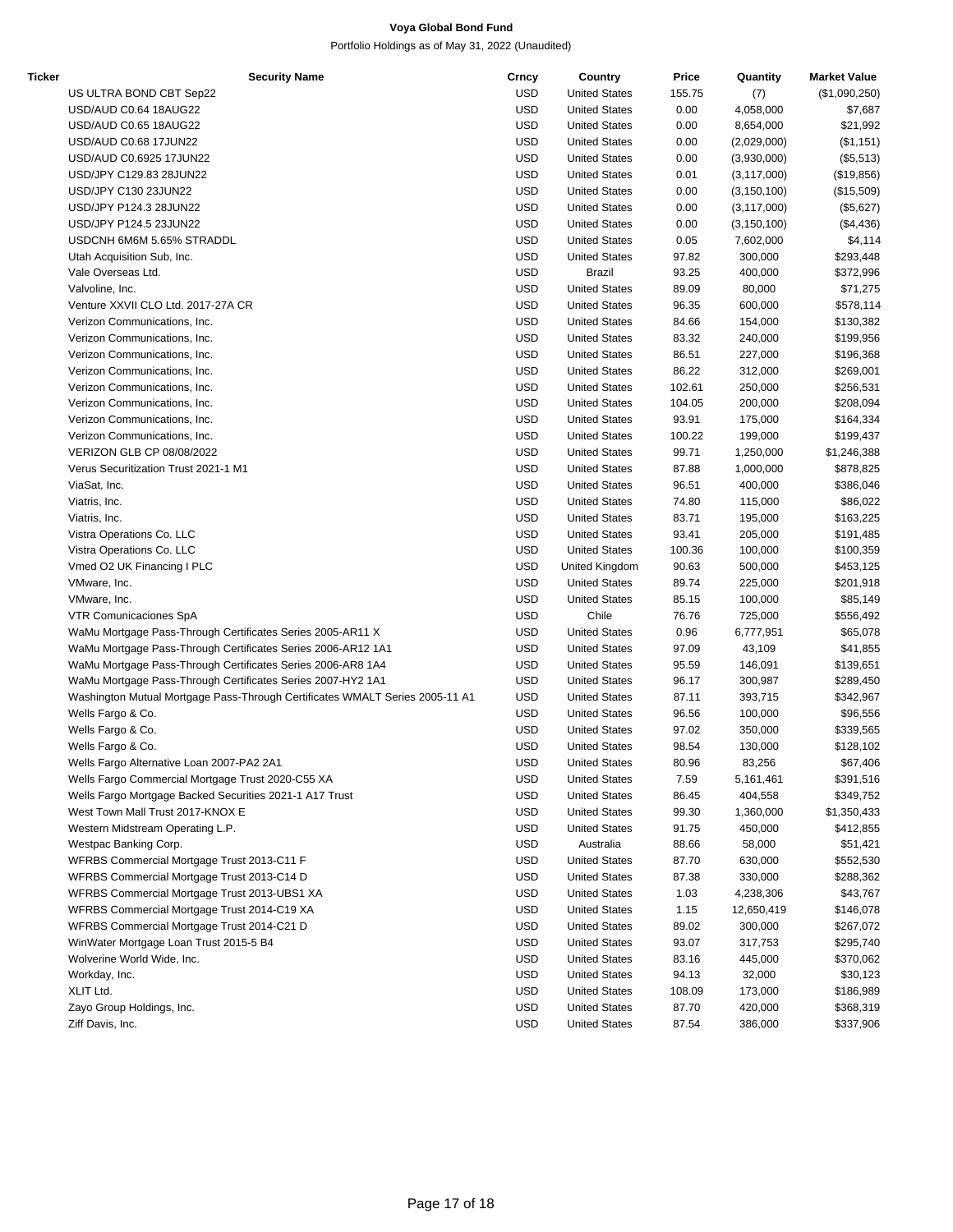**Voya Global Bond Fund**

Portfolio Holdings as of May 31, 2022 (Unaudited)

| Ticker | Security Name | Crncy | Country | Price | Quantity | Market Value |
|---|---|---|---|---|---|---|
| | US ULTRA BOND CBT Sep22 | USD | United States | 155.75 | (7) | ($1,090,250) |
| | USD/AUD C0.64 18AUG22 | USD | United States | 0.00 | 4,058,000 | $7,687 |
| | USD/AUD C0.65 18AUG22 | USD | United States | 0.00 | 8,654,000 | $21,992 |
| | USD/AUD C0.68 17JUN22 | USD | United States | 0.00 | (2,029,000) | ($1,151) |
| | USD/AUD C0.6925 17JUN22 | USD | United States | 0.00 | (3,930,000) | ($5,513) |
| | USD/JPY C129.83 28JUN22 | USD | United States | 0.01 | (3,117,000) | ($19,856) |
| | USD/JPY C130 23JUN22 | USD | United States | 0.00 | (3,150,100) | ($15,509) |
| | USD/JPY P124.3 28JUN22 | USD | United States | 0.00 | (3,117,000) | ($5,627) |
| | USD/JPY P124.5 23JUN22 | USD | United States | 0.00 | (3,150,100) | ($4,436) |
| | USDCNH 6M6M 5.65% STRADDL | USD | United States | 0.05 | 7,602,000 | $4,114 |
| | Utah Acquisition Sub, Inc. | USD | United States | 97.82 | 300,000 | $293,448 |
| | Vale Overseas Ltd. | USD | Brazil | 93.25 | 400,000 | $372,996 |
| | Valvoline, Inc. | USD | United States | 89.09 | 80,000 | $71,275 |
| | Venture XXVII CLO Ltd. 2017-27A CR | USD | United States | 96.35 | 600,000 | $578,114 |
| | Verizon Communications, Inc. | USD | United States | 84.66 | 154,000 | $130,382 |
| | Verizon Communications, Inc. | USD | United States | 83.32 | 240,000 | $199,956 |
| | Verizon Communications, Inc. | USD | United States | 86.51 | 227,000 | $196,368 |
| | Verizon Communications, Inc. | USD | United States | 86.22 | 312,000 | $269,001 |
| | Verizon Communications, Inc. | USD | United States | 102.61 | 250,000 | $256,531 |
| | Verizon Communications, Inc. | USD | United States | 104.05 | 200,000 | $208,094 |
| | Verizon Communications, Inc. | USD | United States | 93.91 | 175,000 | $164,334 |
| | Verizon Communications, Inc. | USD | United States | 100.22 | 199,000 | $199,437 |
| | VERIZON GLB CP 08/08/2022 | USD | United States | 99.71 | 1,250,000 | $1,246,388 |
| | Verus Securitization Trust 2021-1 M1 | USD | United States | 87.88 | 1,000,000 | $878,825 |
| | ViaSat, Inc. | USD | United States | 96.51 | 400,000 | $386,046 |
| | Viatris, Inc. | USD | United States | 74.80 | 115,000 | $86,022 |
| | Viatris, Inc. | USD | United States | 83.71 | 195,000 | $163,225 |
| | Vistra Operations Co. LLC | USD | United States | 93.41 | 205,000 | $191,485 |
| | Vistra Operations Co. LLC | USD | United States | 100.36 | 100,000 | $100,359 |
| | Vmed O2 UK Financing I PLC | USD | United Kingdom | 90.63 | 500,000 | $453,125 |
| | VMware, Inc. | USD | United States | 89.74 | 225,000 | $201,918 |
| | VMware, Inc. | USD | United States | 85.15 | 100,000 | $85,149 |
| | VTR Comunicaciones SpA | USD | Chile | 76.76 | 725,000 | $556,492 |
| | WaMu Mortgage Pass-Through Certificates Series 2005-AR11 X | USD | United States | 0.96 | 6,777,951 | $65,078 |
| | WaMu Mortgage Pass-Through Certificates Series 2006-AR12 1A1 | USD | United States | 97.09 | 43,109 | $41,855 |
| | WaMu Mortgage Pass-Through Certificates Series 2006-AR8 1A4 | USD | United States | 95.59 | 146,091 | $139,651 |
| | WaMu Mortgage Pass-Through Certificates Series 2007-HY2 1A1 | USD | United States | 96.17 | 300,987 | $289,450 |
| | Washington Mutual Mortgage Pass-Through Certificates WMALT Series 2005-11 A1 | USD | United States | 87.11 | 393,715 | $342,967 |
| | Wells Fargo & Co. | USD | United States | 96.56 | 100,000 | $96,556 |
| | Wells Fargo & Co. | USD | United States | 97.02 | 350,000 | $339,565 |
| | Wells Fargo & Co. | USD | United States | 98.54 | 130,000 | $128,102 |
| | Wells Fargo Alternative Loan 2007-PA2 2A1 | USD | United States | 80.96 | 83,256 | $67,406 |
| | Wells Fargo Commercial Mortgage Trust 2020-C55 XA | USD | United States | 7.59 | 5,161,461 | $391,516 |
| | Wells Fargo Mortgage Backed Securities 2021-1 A17 Trust | USD | United States | 86.45 | 404,558 | $349,752 |
| | West Town Mall Trust 2017-KNOX E | USD | United States | 99.30 | 1,360,000 | $1,350,433 |
| | Western Midstream Operating L.P. | USD | United States | 91.75 | 450,000 | $412,855 |
| | Westpac Banking Corp. | USD | Australia | 88.66 | 58,000 | $51,421 |
| | WFRBS Commercial Mortgage Trust 2013-C11 F | USD | United States | 87.70 | 630,000 | $552,530 |
| | WFRBS Commercial Mortgage Trust 2013-C14 D | USD | United States | 87.38 | 330,000 | $288,362 |
| | WFRBS Commercial Mortgage Trust 2013-UBS1 XA | USD | United States | 1.03 | 4,238,306 | $43,767 |
| | WFRBS Commercial Mortgage Trust 2014-C19 XA | USD | United States | 1.15 | 12,650,419 | $146,078 |
| | WFRBS Commercial Mortgage Trust 2014-C21 D | USD | United States | 89.02 | 300,000 | $267,072 |
| | WinWater Mortgage Loan Trust 2015-5 B4 | USD | United States | 93.07 | 317,753 | $295,740 |
| | Wolverine World Wide, Inc. | USD | United States | 83.16 | 445,000 | $370,062 |
| | Workday, Inc. | USD | United States | 94.13 | 32,000 | $30,123 |
| | XLIT Ltd. | USD | United States | 108.09 | 173,000 | $186,989 |
| | Zayo Group Holdings, Inc. | USD | United States | 87.70 | 420,000 | $368,319 |
| | Ziff Davis, Inc. | USD | United States | 87.54 | 386,000 | $337,906 |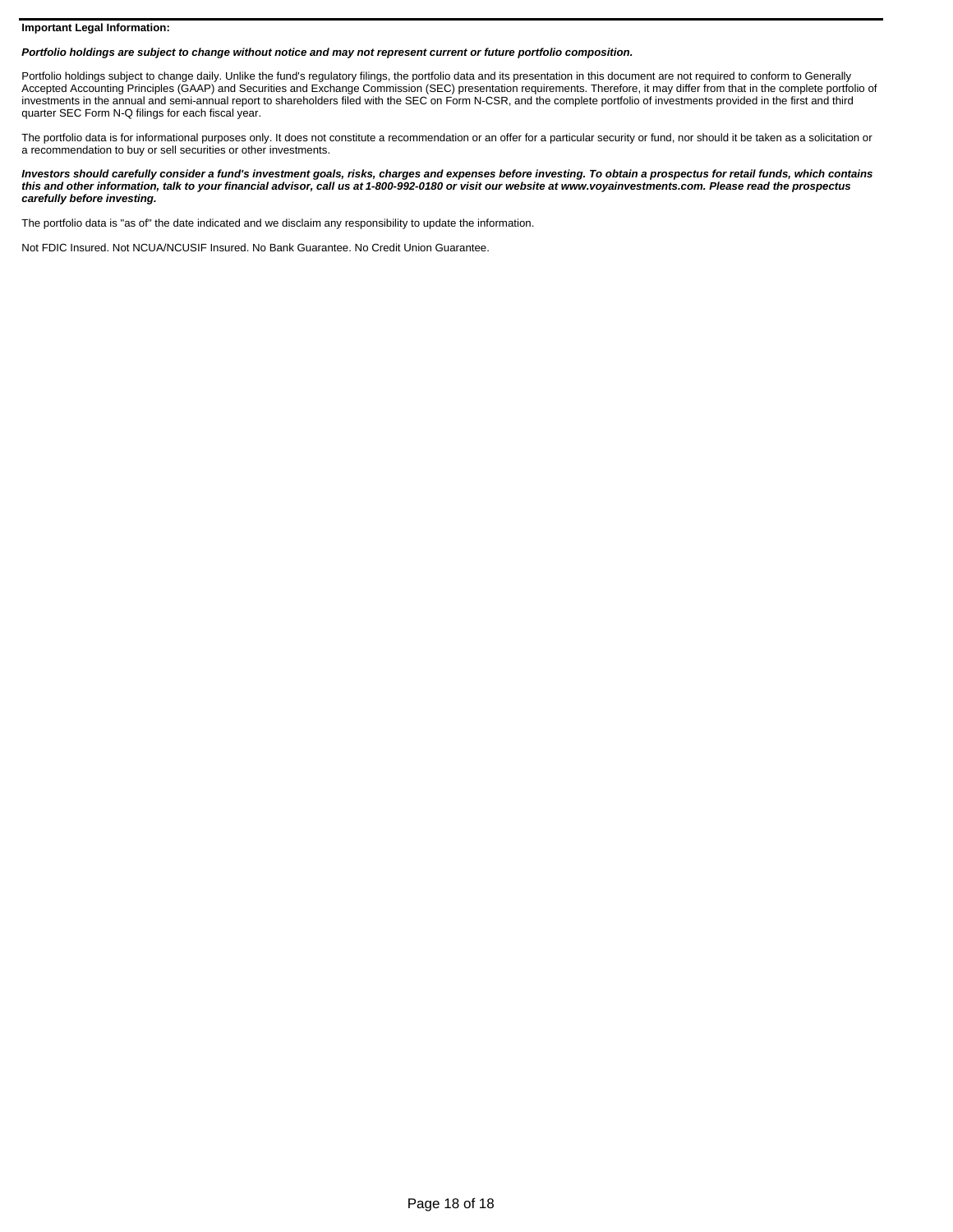**Important Legal Information:**

***Portfolio holdings are subject to change without notice and may not represent current or future portfolio composition.***

Portfolio holdings subject to change daily. Unlike the fund's regulatory filings, the portfolio data and its presentation in this document are not required to conform to Generally Accepted Accounting Principles (GAAP) and Securities and Exchange Commission (SEC) presentation requirements. Therefore, it may differ from that in the complete portfolio of investments in the annual and semi-annual report to shareholders filed with the SEC on Form N-CSR, and the complete portfolio of investments provided in the first and third quarter SEC Form N-Q filings for each fiscal year.

The portfolio data is for informational purposes only. It does not constitute a recommendation or an offer for a particular security or fund, nor should it be taken as a solicitation or a recommendation to buy or sell securities or other investments.

***Investors should carefully consider a fund's investment goals, risks, charges and expenses before investing. To obtain a prospectus for retail funds, which contains this and other information, talk to your financial advisor, call us at 1-800-992-0180 or visit our website at www.voyainvestments.com. Please read the prospectus carefully before investing.***

The portfolio data is "as of" the date indicated and we disclaim any responsibility to update the information.

Not FDIC Insured. Not NCUA/NCUSIF Insured. No Bank Guarantee. No Credit Union Guarantee.